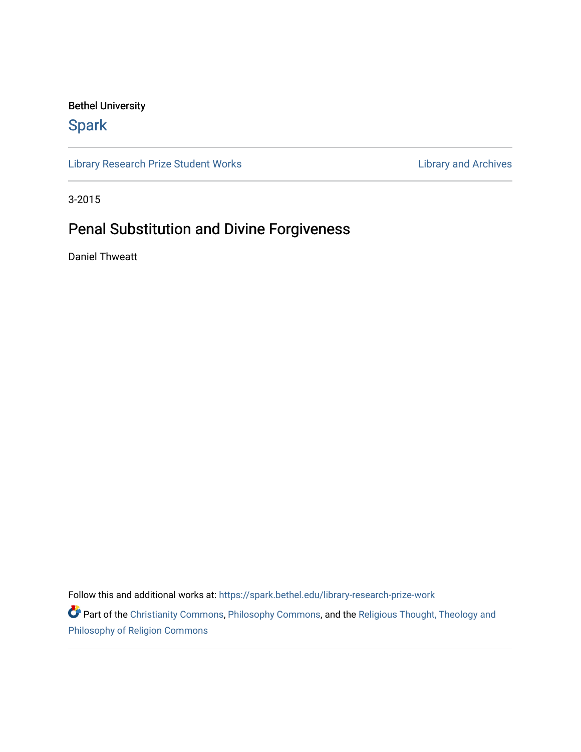Bethel University

Spark

Library Research Prize Student Works | Library and Archives

3-2015

# Penal Substitution and Divine Forgiveness

Daniel Thweatt

Follow this and additional works at: https://spark.bethel.edu/library-research-prize-work

Part of the Christianity Commons, Philosophy Commons, and the Religious Thought, Theology and Philosophy of Religion Commons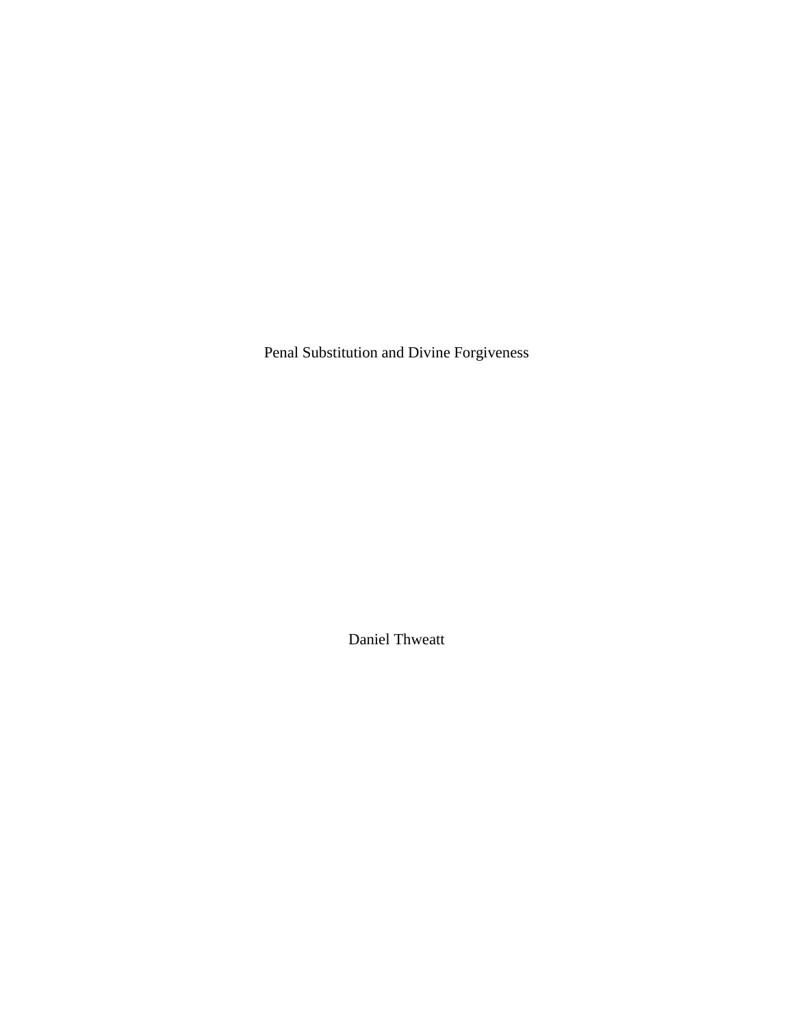# Penal Substitution and Divine Forgiveness

Daniel Thweatt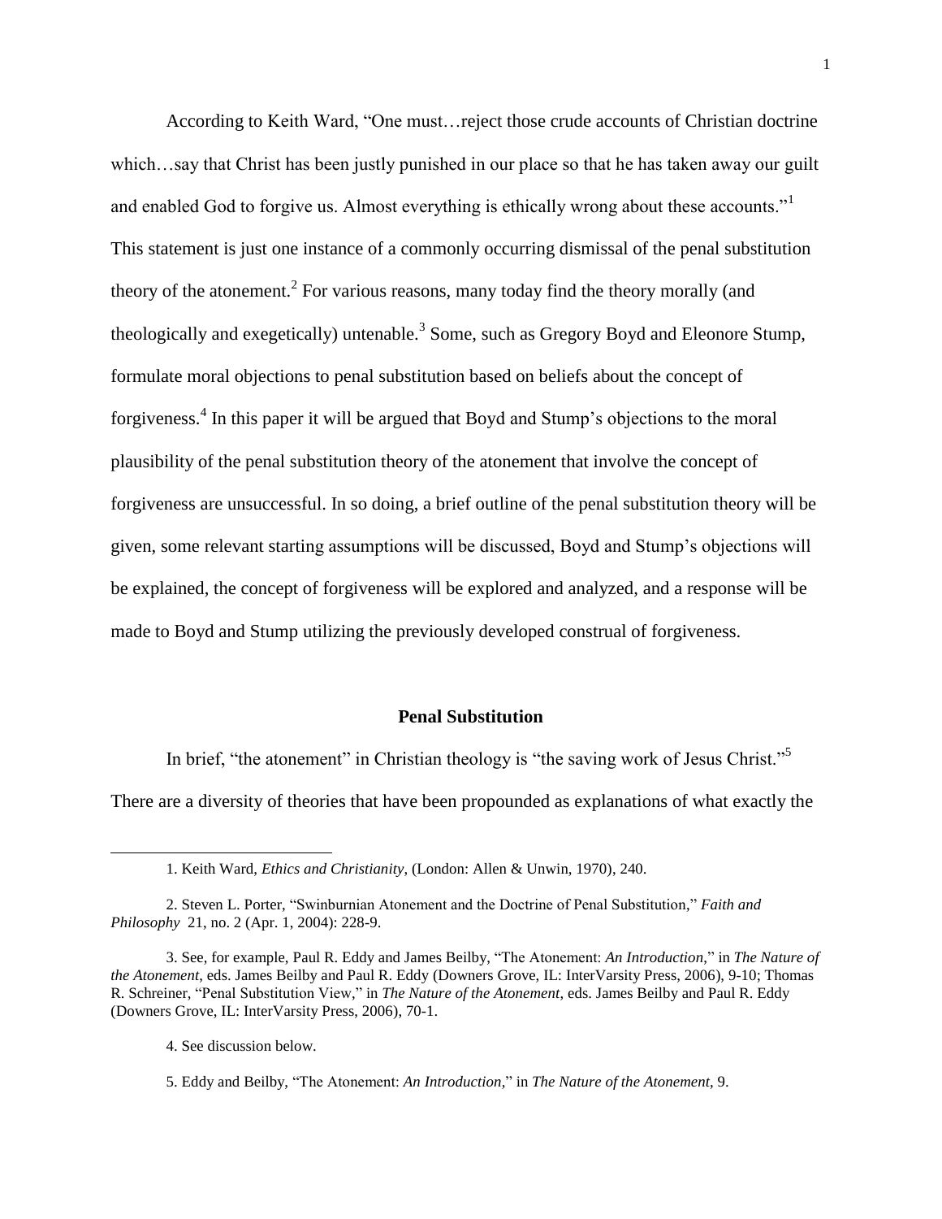According to Keith Ward, "One must…reject those crude accounts of Christian doctrine which…say that Christ has been justly punished in our place so that he has taken away our guilt and enabled God to forgive us. Almost everything is ethically wrong about these accounts."[1] This statement is just one instance of a commonly occurring dismissal of the penal substitution theory of the atonement.[2] For various reasons, many today find the theory morally (and theologically and exegetically) untenable.[3] Some, such as Gregory Boyd and Eleonore Stump, formulate moral objections to penal substitution based on beliefs about the concept of forgiveness.[4] In this paper it will be argued that Boyd and Stump's objections to the moral plausibility of the penal substitution theory of the atonement that involve the concept of forgiveness are unsuccessful. In so doing, a brief outline of the penal substitution theory will be given, some relevant starting assumptions will be discussed, Boyd and Stump's objections will be explained, the concept of forgiveness will be explored and analyzed, and a response will be made to Boyd and Stump utilizing the previously developed construal of forgiveness.

## Penal Substitution

In brief, "the atonement" in Christian theology is "the saving work of Jesus Christ."[5] There are a diversity of theories that have been propounded as explanations of what exactly the

---

1. Keith Ward, *Ethics and Christianity*, (London: Allen & Unwin, 1970), 240.

2. Steven L. Porter, "Swinburnian Atonement and the Doctrine of Penal Substitution," *Faith and Philosophy* 21, no. 2 (Apr. 1, 2004): 228-9.

3. See, for example, Paul R. Eddy and James Beilby, "The Atonement: *An Introduction*," in *The Nature of the Atonement*, eds. James Beilby and Paul R. Eddy (Downers Grove, IL: InterVarsity Press, 2006), 9-10; Thomas R. Schreiner, "Penal Substitution View," in *The Nature of the Atonement*, eds. James Beilby and Paul R. Eddy (Downers Grove, IL: InterVarsity Press, 2006), 70-1.

4. See discussion below.

5. Eddy and Beilby, "The Atonement: *An Introduction*," in *The Nature of the Atonement*, 9.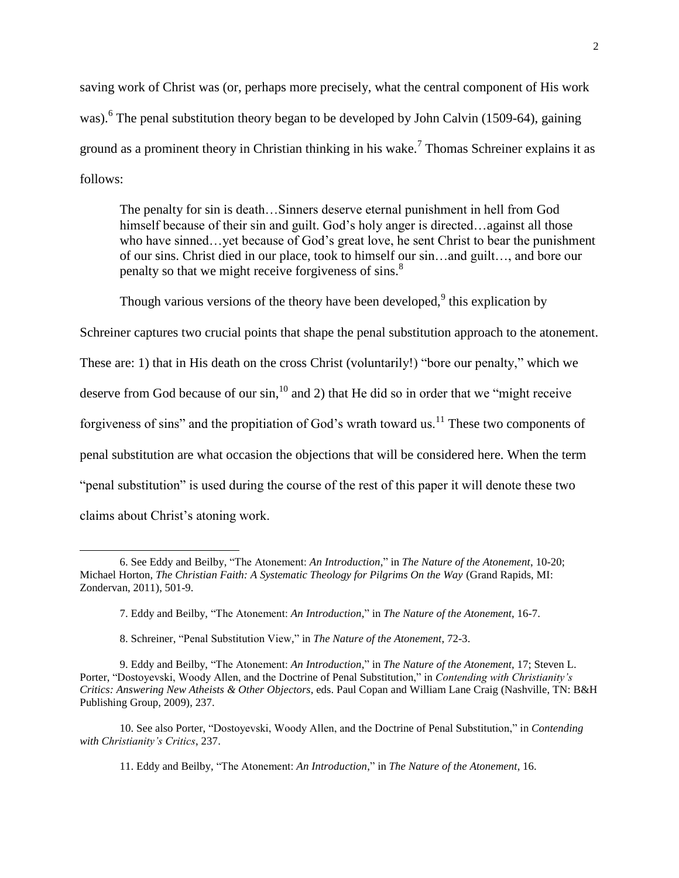saving work of Christ was (or, perhaps more precisely, what the central component of His work was).[6] The penal substitution theory began to be developed by John Calvin (1509-64), gaining ground as a prominent theory in Christian thinking in his wake.[7] Thomas Schreiner explains it as follows:

> The penalty for sin is death…Sinners deserve eternal punishment in hell from God himself because of their sin and guilt. God's holy anger is directed…against all those who have sinned…yet because of God's great love, he sent Christ to bear the punishment of our sins. Christ died in our place, took to himself our sin…and guilt…, and bore our penalty so that we might receive forgiveness of sins.[8]

Though various versions of the theory have been developed,[9] this explication by Schreiner captures two crucial points that shape the penal substitution approach to the atonement. These are: 1) that in His death on the cross Christ (voluntarily!) "bore our penalty," which we deserve from God because of our sin,[10] and 2) that He did so in order that we "might receive forgiveness of sins" and the propitiation of God's wrath toward us.[11] These two components of penal substitution are what occasion the objections that will be considered here. When the term "penal substitution" is used during the course of the rest of this paper it will denote these two claims about Christ's atoning work.

---

6. See Eddy and Beilby, "The Atonement: *An Introduction*," in *The Nature of the Atonement*, 10-20; Michael Horton, *The Christian Faith: A Systematic Theology for Pilgrims On the Way* (Grand Rapids, MI: Zondervan, 2011), 501-9.

7. Eddy and Beilby, "The Atonement: *An Introduction*," in *The Nature of the Atonement*, 16-7.

8. Schreiner, "Penal Substitution View," in *The Nature of the Atonement*, 72-3.

9. Eddy and Beilby, "The Atonement: *An Introduction*," in *The Nature of the Atonement*, 17; Steven L. Porter, "Dostoyevski, Woody Allen, and the Doctrine of Penal Substitution," in *Contending with Christianity's Critics: Answering New Atheists & Other Objectors*, eds. Paul Copan and William Lane Craig (Nashville, TN: B&H Publishing Group, 2009), 237.

10. See also Porter, "Dostoyevski, Woody Allen, and the Doctrine of Penal Substitution," in *Contending with Christianity's Critics*, 237.

11. Eddy and Beilby, "The Atonement: *An Introduction*," in *The Nature of the Atonement*, 16.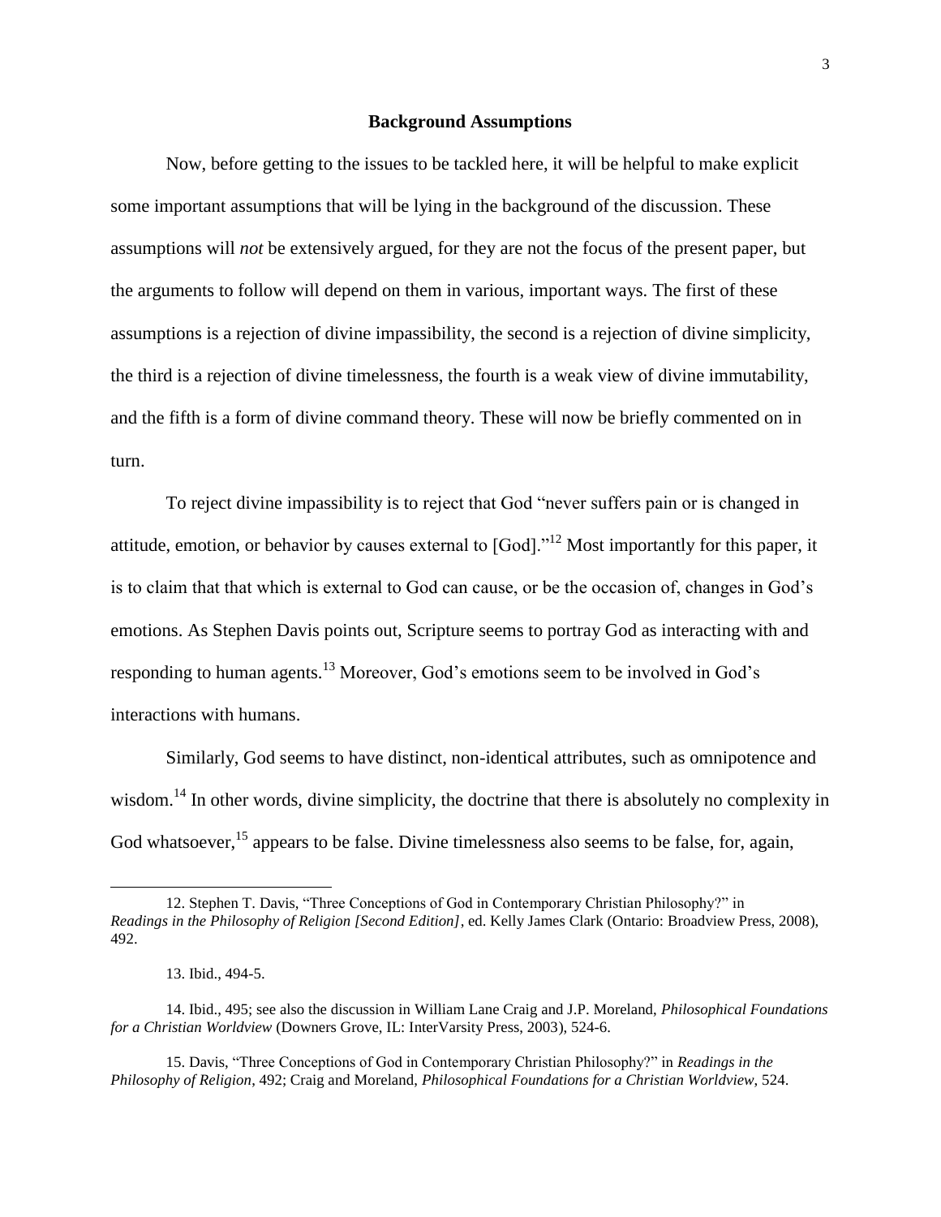## Background Assumptions

Now, before getting to the issues to be tackled here, it will be helpful to make explicit some important assumptions that will be lying in the background of the discussion. These assumptions will *not* be extensively argued, for they are not the focus of the present paper, but the arguments to follow will depend on them in various, important ways. The first of these assumptions is a rejection of divine impassibility, the second is a rejection of divine simplicity, the third is a rejection of divine timelessness, the fourth is a weak view of divine immutability, and the fifth is a form of divine command theory. These will now be briefly commented on in turn.

To reject divine impassibility is to reject that God "never suffers pain or is changed in attitude, emotion, or behavior by causes external to [God]."[12] Most importantly for this paper, it is to claim that that which is external to God can cause, or be the occasion of, changes in God's emotions. As Stephen Davis points out, Scripture seems to portray God as interacting with and responding to human agents.[13] Moreover, God's emotions seem to be involved in God's interactions with humans.

Similarly, God seems to have distinct, non-identical attributes, such as omnipotence and wisdom.[14] In other words, divine simplicity, the doctrine that there is absolutely no complexity in God whatsoever,[15] appears to be false. Divine timelessness also seems to be false, for, again,

---

12. Stephen T. Davis, "Three Conceptions of God in Contemporary Christian Philosophy?" in *Readings in the Philosophy of Religion [Second Edition]*, ed. Kelly James Clark (Ontario: Broadview Press, 2008), 492.

13. Ibid., 494-5.

14. Ibid., 495; see also the discussion in William Lane Craig and J.P. Moreland, *Philosophical Foundations for a Christian Worldview* (Downers Grove, IL: InterVarsity Press, 2003), 524-6.

15. Davis, "Three Conceptions of God in Contemporary Christian Philosophy?" in *Readings in the Philosophy of Religion*, 492; Craig and Moreland, *Philosophical Foundations for a Christian Worldview*, 524.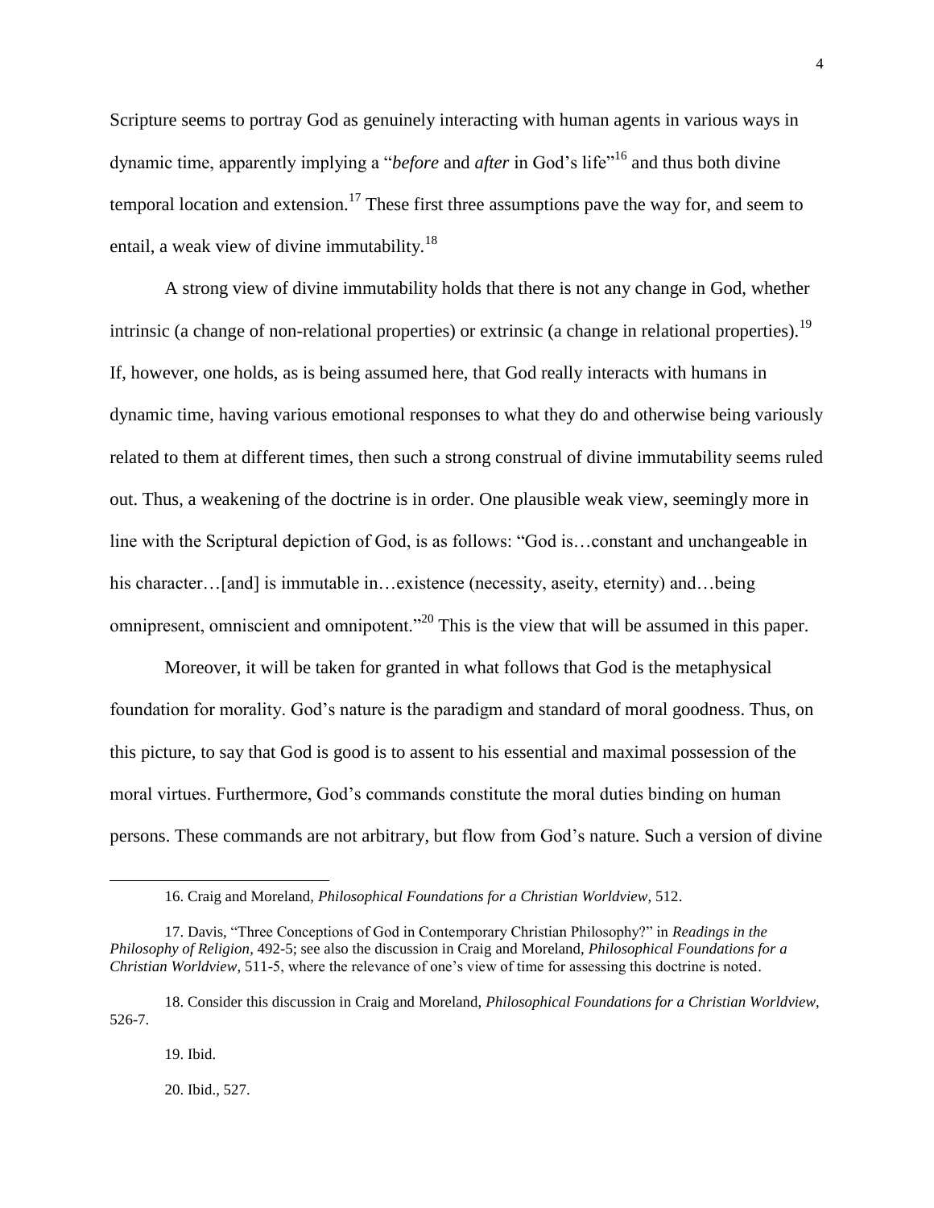Scripture seems to portray God as genuinely interacting with human agents in various ways in dynamic time, apparently implying a "*before* and *after* in God's life"[16] and thus both divine temporal location and extension.[17] These first three assumptions pave the way for, and seem to entail, a weak view of divine immutability.[18]

A strong view of divine immutability holds that there is not any change in God, whether intrinsic (a change of non-relational properties) or extrinsic (a change in relational properties).[19] If, however, one holds, as is being assumed here, that God really interacts with humans in dynamic time, having various emotional responses to what they do and otherwise being variously related to them at different times, then such a strong construal of divine immutability seems ruled out. Thus, a weakening of the doctrine is in order. One plausible weak view, seemingly more in line with the Scriptural depiction of God, is as follows: "God is…constant and unchangeable in his character…[and] is immutable in…existence (necessity, aseity, eternity) and…being omnipresent, omniscient and omnipotent."[20] This is the view that will be assumed in this paper.

Moreover, it will be taken for granted in what follows that God is the metaphysical foundation for morality. God's nature is the paradigm and standard of moral goodness. Thus, on this picture, to say that God is good is to assent to his essential and maximal possession of the moral virtues. Furthermore, God's commands constitute the moral duties binding on human persons. These commands are not arbitrary, but flow from God's nature. Such a version of divine

---

16. Craig and Moreland, *Philosophical Foundations for a Christian Worldview*, 512.

17. Davis, "Three Conceptions of God in Contemporary Christian Philosophy?" in *Readings in the Philosophy of Religion*, 492-5; see also the discussion in Craig and Moreland, *Philosophical Foundations for a Christian Worldview*, 511-5, where the relevance of one's view of time for assessing this doctrine is noted.

18. Consider this discussion in Craig and Moreland, *Philosophical Foundations for a Christian Worldview*, 526-7.

19. Ibid.

20. Ibid., 527.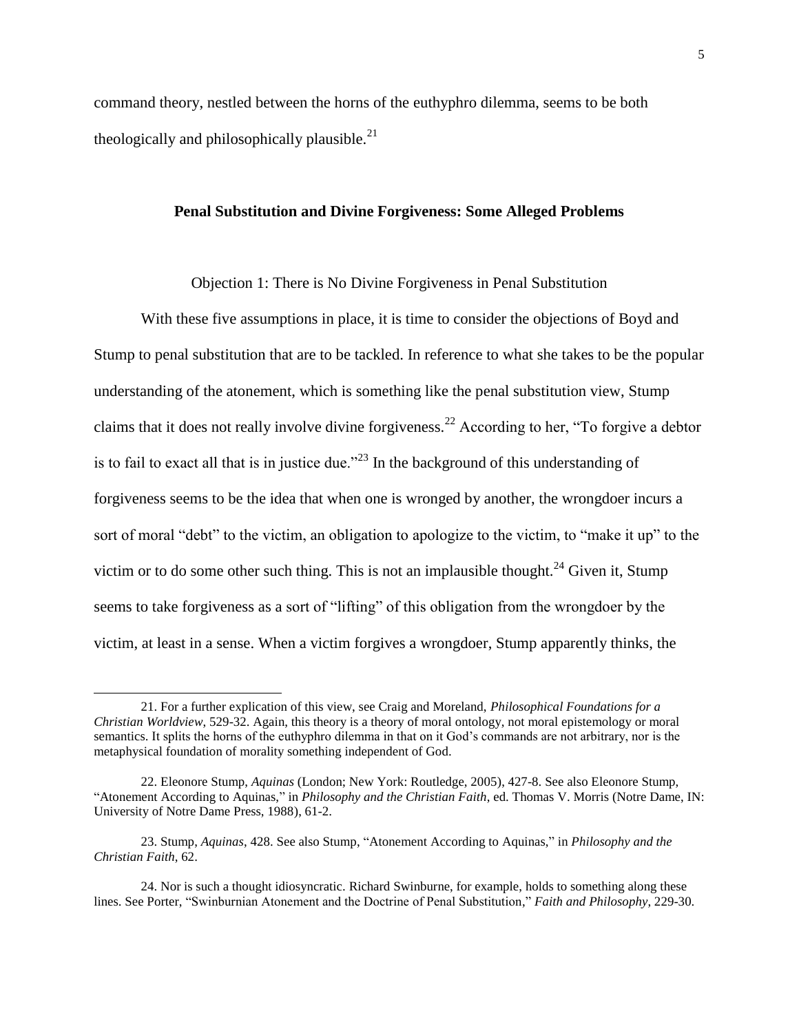command theory, nestled between the horns of the euthyphro dilemma, seems to be both theologically and philosophically plausible.[21]

## Penal Substitution and Divine Forgiveness: Some Alleged Problems

### Objection 1: There is No Divine Forgiveness in Penal Substitution

With these five assumptions in place, it is time to consider the objections of Boyd and Stump to penal substitution that are to be tackled. In reference to what she takes to be the popular understanding of the atonement, which is something like the penal substitution view, Stump claims that it does not really involve divine forgiveness.[22] According to her, "To forgive a debtor is to fail to exact all that is in justice due."[23] In the background of this understanding of forgiveness seems to be the idea that when one is wronged by another, the wrongdoer incurs a sort of moral "debt" to the victim, an obligation to apologize to the victim, to "make it up" to the victim or to do some other such thing. This is not an implausible thought.[24] Given it, Stump seems to take forgiveness as a sort of "lifting" of this obligation from the wrongdoer by the victim, at least in a sense. When a victim forgives a wrongdoer, Stump apparently thinks, the

---

21. For a further explication of this view, see Craig and Moreland, *Philosophical Foundations for a Christian Worldview*, 529-32. Again, this theory is a theory of moral ontology, not moral epistemology or moral semantics. It splits the horns of the euthyphro dilemma in that on it God's commands are not arbitrary, nor is the metaphysical foundation of morality something independent of God.

22. Eleonore Stump, *Aquinas* (London; New York: Routledge, 2005), 427-8. See also Eleonore Stump, "Atonement According to Aquinas," in *Philosophy and the Christian Faith*, ed. Thomas V. Morris (Notre Dame, IN: University of Notre Dame Press, 1988), 61-2.

23. Stump, *Aquinas*, 428. See also Stump, "Atonement According to Aquinas," in *Philosophy and the Christian Faith*, 62.

24. Nor is such a thought idiosyncratic. Richard Swinburne, for example, holds to something along these lines. See Porter, "Swinburnian Atonement and the Doctrine of Penal Substitution," *Faith and Philosophy*, 229-30.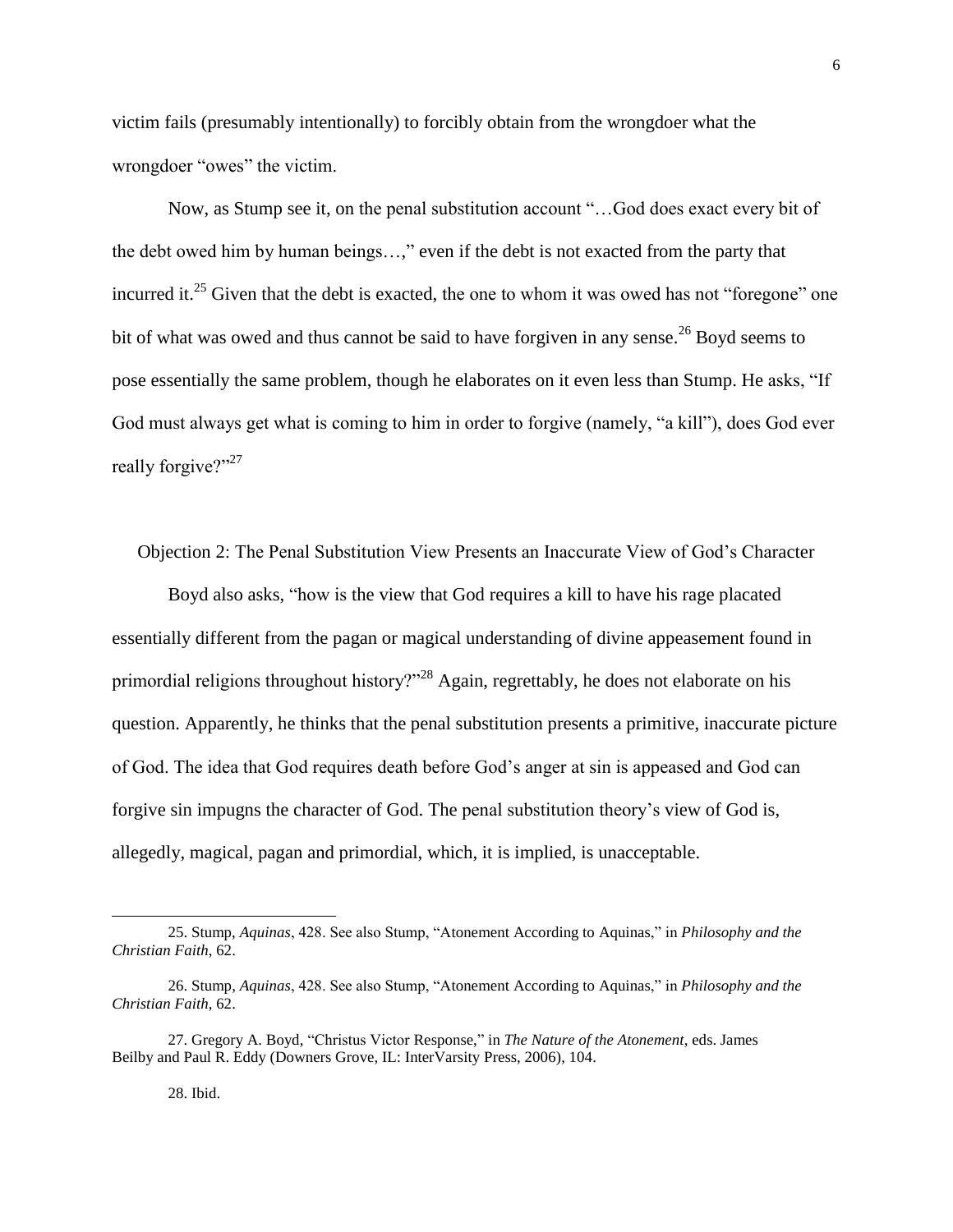victim fails (presumably intentionally) to forcibly obtain from the wrongdoer what the wrongdoer "owes" the victim.

Now, as Stump see it, on the penal substitution account "…God does exact every bit of the debt owed him by human beings…," even if the debt is not exacted from the party that incurred it.[25] Given that the debt is exacted, the one to whom it was owed has not "foregone" one bit of what was owed and thus cannot be said to have forgiven in any sense.[26] Boyd seems to pose essentially the same problem, though he elaborates on it even less than Stump. He asks, "If God must always get what is coming to him in order to forgive (namely, "a kill"), does God ever really forgive?"[27]

## Objection 2: The Penal Substitution View Presents an Inaccurate View of God's Character

Boyd also asks, "how is the view that God requires a kill to have his rage placated essentially different from the pagan or magical understanding of divine appeasement found in primordial religions throughout history?"[28] Again, regrettably, he does not elaborate on his question. Apparently, he thinks that the penal substitution presents a primitive, inaccurate picture of God. The idea that God requires death before God's anger at sin is appeased and God can forgive sin impugns the character of God. The penal substitution theory's view of God is, allegedly, magical, pagan and primordial, which, it is implied, is unacceptable.

---

25. Stump, *Aquinas*, 428. See also Stump, "Atonement According to Aquinas," in *Philosophy and the Christian Faith*, 62.

26. Stump, *Aquinas*, 428. See also Stump, "Atonement According to Aquinas," in *Philosophy and the Christian Faith*, 62.

27. Gregory A. Boyd, "Christus Victor Response," in *The Nature of the Atonement*, eds. James Beilby and Paul R. Eddy (Downers Grove, IL: InterVarsity Press, 2006), 104.

28. Ibid.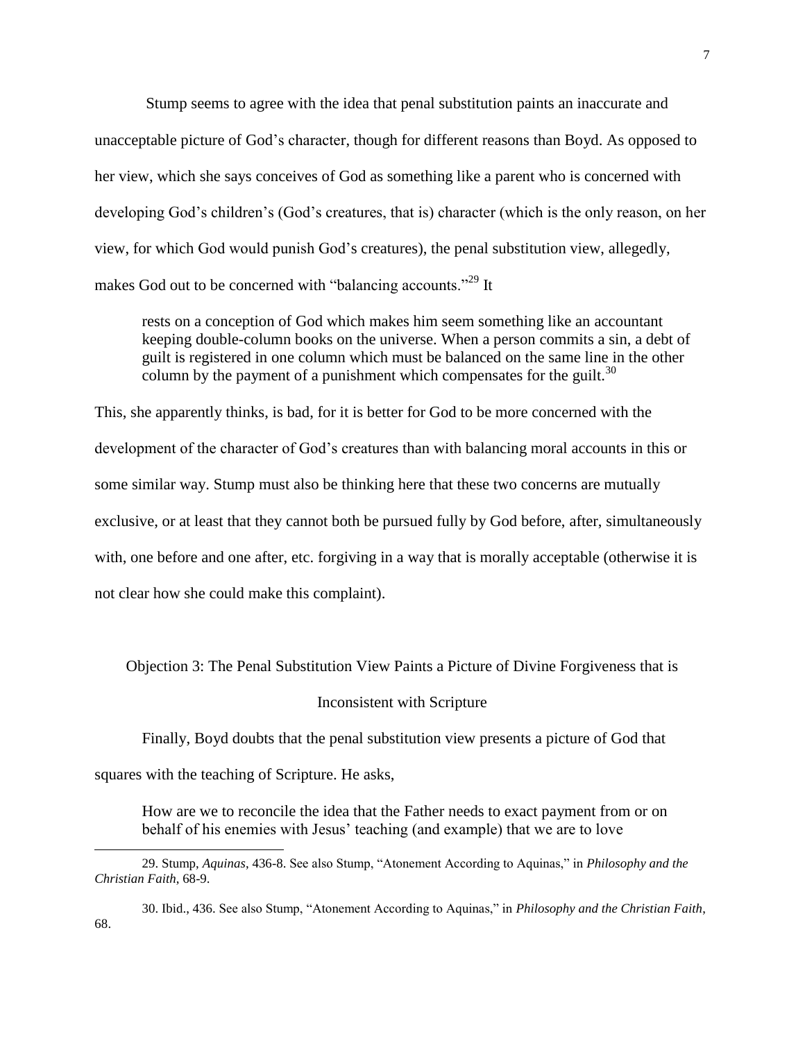Stump seems to agree with the idea that penal substitution paints an inaccurate and unacceptable picture of God's character, though for different reasons than Boyd. As opposed to her view, which she says conceives of God as something like a parent who is concerned with developing God's children's (God's creatures, that is) character (which is the only reason, on her view, for which God would punish God's creatures), the penal substitution view, allegedly, makes God out to be concerned with "balancing accounts."[29] It

> rests on a conception of God which makes him seem something like an accountant keeping double-column books on the universe. When a person commits a sin, a debt of guilt is registered in one column which must be balanced on the same line in the other column by the payment of a punishment which compensates for the guilt.[30]

This, she apparently thinks, is bad, for it is better for God to be more concerned with the development of the character of God's creatures than with balancing moral accounts in this or some similar way. Stump must also be thinking here that these two concerns are mutually exclusive, or at least that they cannot both be pursued fully by God before, after, simultaneously with, one before and one after, etc. forgiving in a way that is morally acceptable (otherwise it is not clear how she could make this complaint).

## Objection 3: The Penal Substitution View Paints a Picture of Divine Forgiveness that is Inconsistent with Scripture

Finally, Boyd doubts that the penal substitution view presents a picture of God that squares with the teaching of Scripture. He asks,

> How are we to reconcile the idea that the Father needs to exact payment from or on behalf of his enemies with Jesus' teaching (and example) that we are to love

---

29. Stump, *Aquinas*, 436-8. See also Stump, "Atonement According to Aquinas," in *Philosophy and the Christian Faith*, 68-9.

30. Ibid., 436. See also Stump, "Atonement According to Aquinas," in *Philosophy and the Christian Faith*, 68.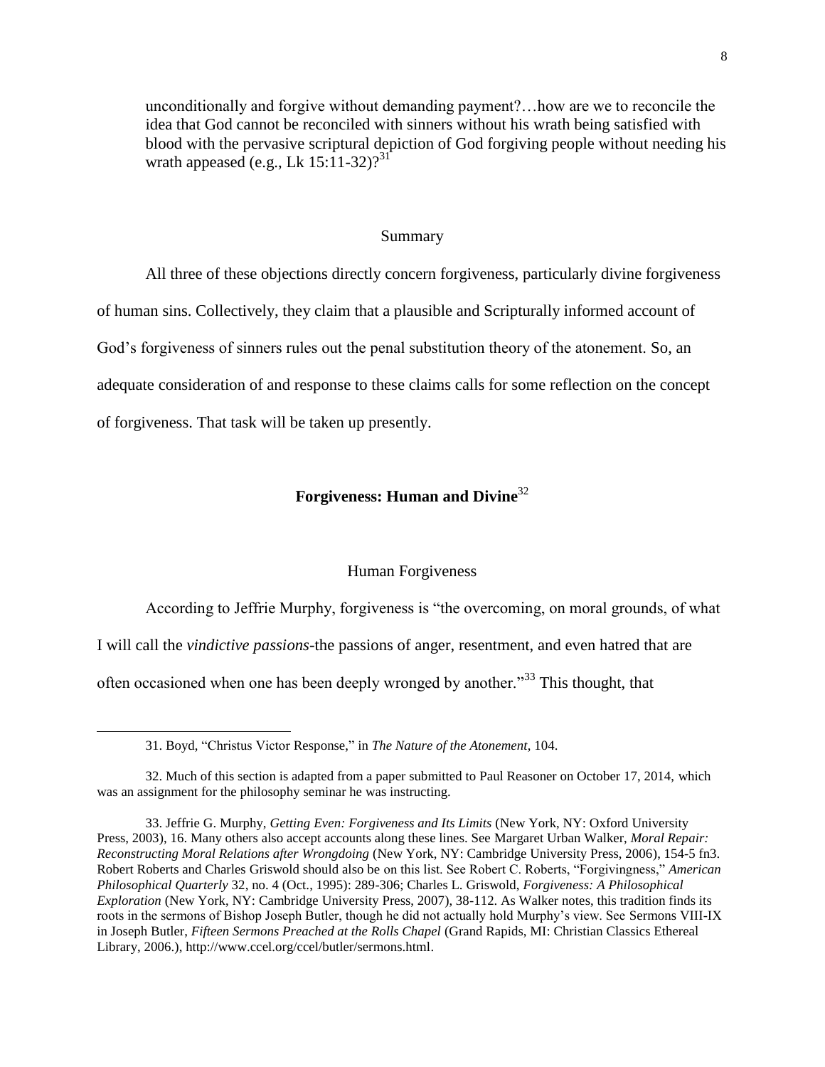> unconditionally and forgive without demanding payment?…how are we to reconcile the idea that God cannot be reconciled with sinners without his wrath being satisfied with blood with the pervasive scriptural depiction of God forgiving people without needing his wrath appeased (e.g., Lk 15:11-32)?[31]

### Summary

All three of these objections directly concern forgiveness, particularly divine forgiveness of human sins. Collectively, they claim that a plausible and Scripturally informed account of God's forgiveness of sinners rules out the penal substitution theory of the atonement. So, an adequate consideration of and response to these claims calls for some reflection on the concept of forgiveness. That task will be taken up presently.

## Forgiveness: Human and Divine[32]

### Human Forgiveness

According to Jeffrie Murphy, forgiveness is "the overcoming, on moral grounds, of what I will call the *vindictive passions*-the passions of anger, resentment, and even hatred that are often occasioned when one has been deeply wronged by another."[33] This thought, that

---

31. Boyd, "Christus Victor Response," in *The Nature of the Atonement*, 104.

32. Much of this section is adapted from a paper submitted to Paul Reasoner on October 17, 2014, which was an assignment for the philosophy seminar he was instructing.

33. Jeffrie G. Murphy, *Getting Even: Forgiveness and Its Limits* (New York, NY: Oxford University Press, 2003), 16. Many others also accept accounts along these lines. See Margaret Urban Walker, *Moral Repair: Reconstructing Moral Relations after Wrongdoing* (New York, NY: Cambridge University Press, 2006), 154-5 fn3. Robert Roberts and Charles Griswold should also be on this list. See Robert C. Roberts, "Forgivingness," *American Philosophical Quarterly* 32, no. 4 (Oct., 1995): 289-306; Charles L. Griswold, *Forgiveness: A Philosophical Exploration* (New York, NY: Cambridge University Press, 2007), 38-112. As Walker notes, this tradition finds its roots in the sermons of Bishop Joseph Butler, though he did not actually hold Murphy's view. See Sermons VIII-IX in Joseph Butler, *Fifteen Sermons Preached at the Rolls Chapel* (Grand Rapids, MI: Christian Classics Ethereal Library, 2006.), http://www.ccel.org/ccel/butler/sermons.html.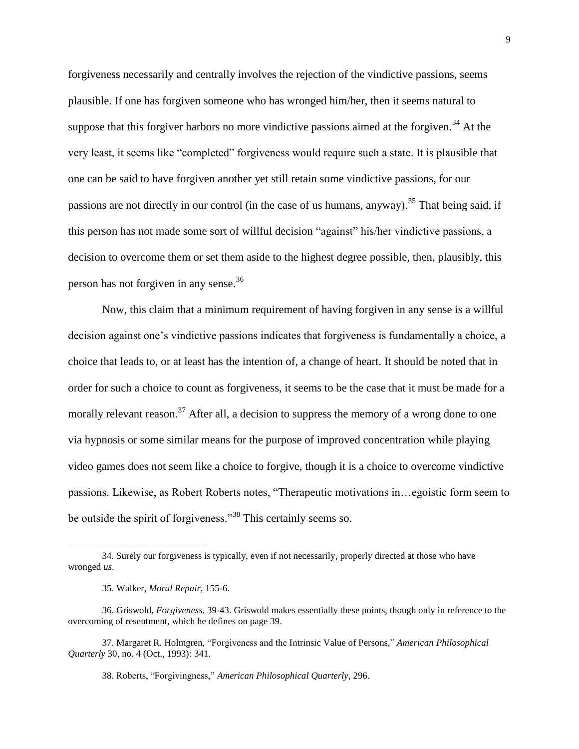forgiveness necessarily and centrally involves the rejection of the vindictive passions, seems plausible. If one has forgiven someone who has wronged him/her, then it seems natural to suppose that this forgiver harbors no more vindictive passions aimed at the forgiven.[34] At the very least, it seems like "completed" forgiveness would require such a state. It is plausible that one can be said to have forgiven another yet still retain some vindictive passions, for our passions are not directly in our control (in the case of us humans, anyway).[35] That being said, if this person has not made some sort of willful decision "against" his/her vindictive passions, a decision to overcome them or set them aside to the highest degree possible, then, plausibly, this person has not forgiven in any sense.[36]

Now, this claim that a minimum requirement of having forgiven in any sense is a willful decision against one's vindictive passions indicates that forgiveness is fundamentally a choice, a choice that leads to, or at least has the intention of, a change of heart. It should be noted that in order for such a choice to count as forgiveness, it seems to be the case that it must be made for a morally relevant reason.[37] After all, a decision to suppress the memory of a wrong done to one via hypnosis or some similar means for the purpose of improved concentration while playing video games does not seem like a choice to forgive, though it is a choice to overcome vindictive passions. Likewise, as Robert Roberts notes, "Therapeutic motivations in…egoistic form seem to be outside the spirit of forgiveness."[38] This certainly seems so.

---

34. Surely our forgiveness is typically, even if not necessarily, properly directed at those who have wronged *us*.

35. Walker, *Moral Repair*, 155-6.

36. Griswold, *Forgiveness*, 39-43. Griswold makes essentially these points, though only in reference to the overcoming of resentment, which he defines on page 39.

37. Margaret R. Holmgren, "Forgiveness and the Intrinsic Value of Persons," *American Philosophical Quarterly* 30, no. 4 (Oct., 1993): 341.

38. Roberts, "Forgivingness," *American Philosophical Quarterly*, 296.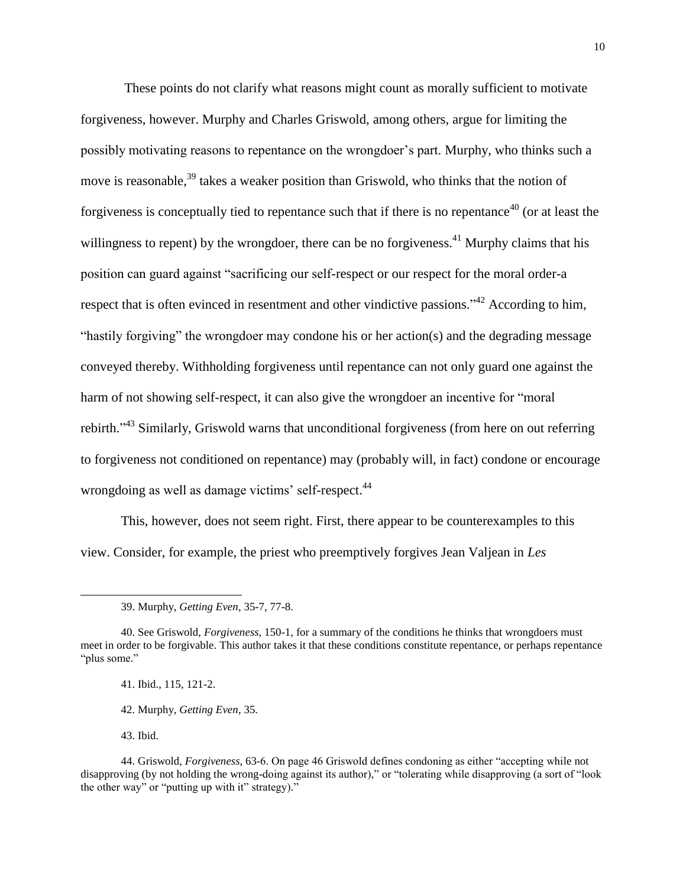These points do not clarify what reasons might count as morally sufficient to motivate forgiveness, however. Murphy and Charles Griswold, among others, argue for limiting the possibly motivating reasons to repentance on the wrongdoer's part. Murphy, who thinks such a move is reasonable,[39] takes a weaker position than Griswold, who thinks that the notion of forgiveness is conceptually tied to repentance such that if there is no repentance[40] (or at least the willingness to repent) by the wrongdoer, there can be no forgiveness.[41] Murphy claims that his position can guard against "sacrificing our self-respect or our respect for the moral order-a respect that is often evinced in resentment and other vindictive passions."[42] According to him, "hastily forgiving" the wrongdoer may condone his or her action(s) and the degrading message conveyed thereby. Withholding forgiveness until repentance can not only guard one against the harm of not showing self-respect, it can also give the wrongdoer an incentive for "moral rebirth."[43] Similarly, Griswold warns that unconditional forgiveness (from here on out referring to forgiveness not conditioned on repentance) may (probably will, in fact) condone or encourage wrongdoing as well as damage victims' self-respect.[44]

This, however, does not seem right. First, there appear to be counterexamples to this view. Consider, for example, the priest who preemptively forgives Jean Valjean in *Les*

---

39. Murphy, *Getting Even*, 35-7, 77-8.

40. See Griswold, *Forgiveness*, 150-1, for a summary of the conditions he thinks that wrongdoers must meet in order to be forgivable. This author takes it that these conditions constitute repentance, or perhaps repentance "plus some."

41. Ibid., 115, 121-2.

42. Murphy, *Getting Even*, 35.

43. Ibid.

44. Griswold, *Forgiveness*, 63-6. On page 46 Griswold defines condoning as either "accepting while not disapproving (by not holding the wrong-doing against its author)," or "tolerating while disapproving (a sort of "look the other way" or "putting up with it" strategy)."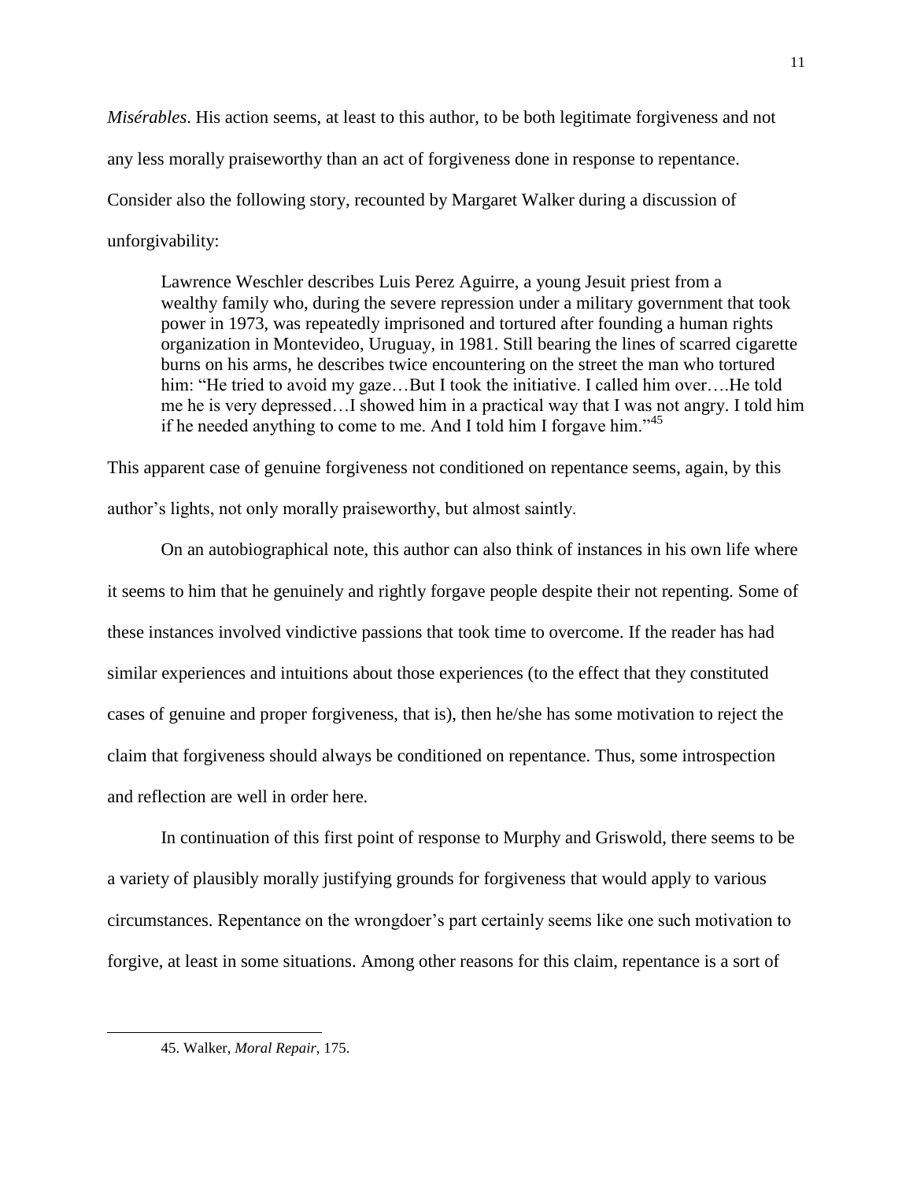*Misérables*. His action seems, at least to this author, to be both legitimate forgiveness and not any less morally praiseworthy than an act of forgiveness done in response to repentance. Consider also the following story, recounted by Margaret Walker during a discussion of unforgivability:

> Lawrence Weschler describes Luis Perez Aguirre, a young Jesuit priest from a wealthy family who, during the severe repression under a military government that took power in 1973, was repeatedly imprisoned and tortured after founding a human rights organization in Montevideo, Uruguay, in 1981. Still bearing the lines of scarred cigarette burns on his arms, he describes twice encountering on the street the man who tortured him: "He tried to avoid my gaze…But I took the initiative. I called him over….He told me he is very depressed…I showed him in a practical way that I was not angry. I told him if he needed anything to come to me. And I told him I forgave him."[45]

This apparent case of genuine forgiveness not conditioned on repentance seems, again, by this author's lights, not only morally praiseworthy, but almost saintly.

On an autobiographical note, this author can also think of instances in his own life where it seems to him that he genuinely and rightly forgave people despite their not repenting. Some of these instances involved vindictive passions that took time to overcome. If the reader has had similar experiences and intuitions about those experiences (to the effect that they constituted cases of genuine and proper forgiveness, that is), then he/she has some motivation to reject the claim that forgiveness should always be conditioned on repentance. Thus, some introspection and reflection are well in order here.

In continuation of this first point of response to Murphy and Griswold, there seems to be a variety of plausibly morally justifying grounds for forgiveness that would apply to various circumstances. Repentance on the wrongdoer's part certainly seems like one such motivation to forgive, at least in some situations. Among other reasons for this claim, repentance is a sort of

45. Walker, *Moral Repair*, 175.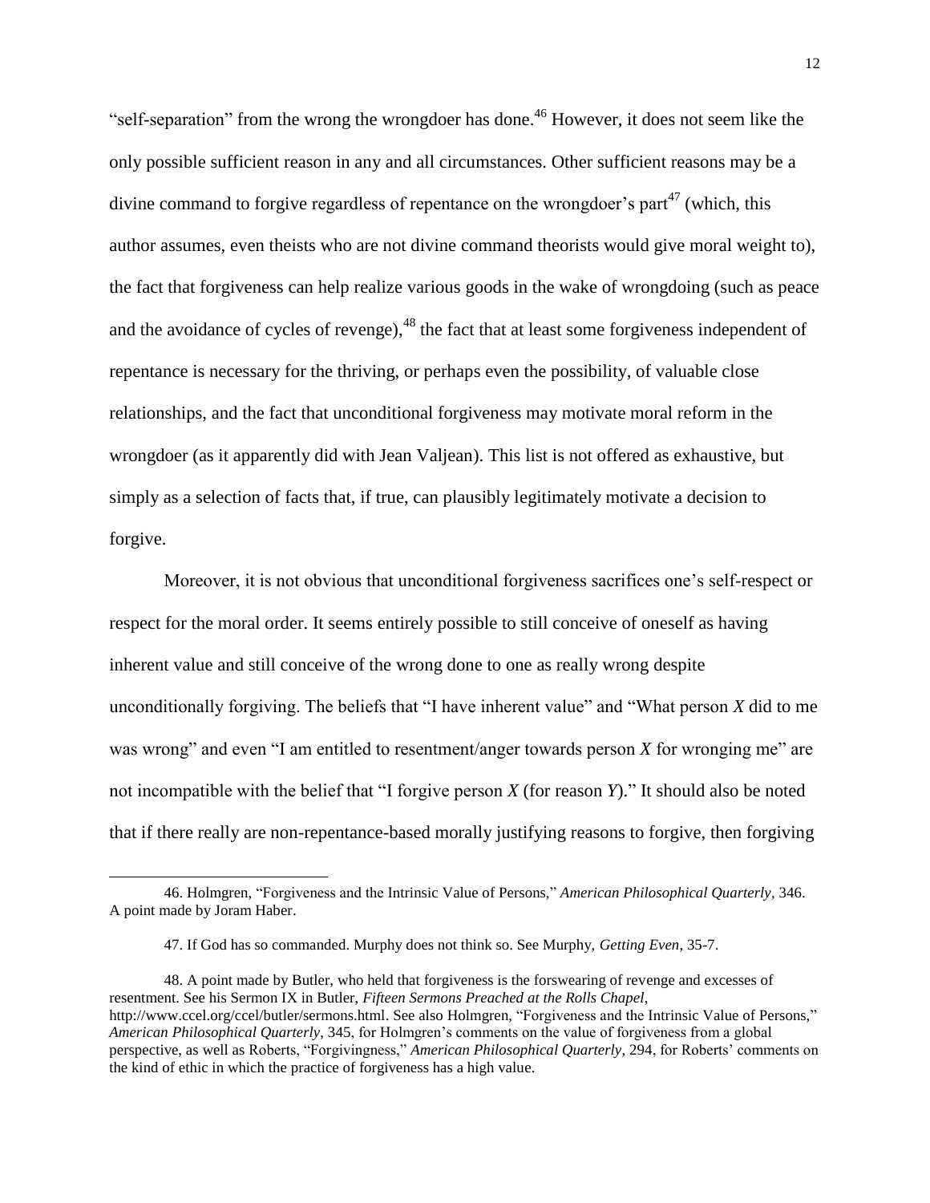"self-separation" from the wrong the wrongdoer has done.[46] However, it does not seem like the only possible sufficient reason in any and all circumstances. Other sufficient reasons may be a divine command to forgive regardless of repentance on the wrongdoer's part[47] (which, this author assumes, even theists who are not divine command theorists would give moral weight to), the fact that forgiveness can help realize various goods in the wake of wrongdoing (such as peace and the avoidance of cycles of revenge),[48] the fact that at least some forgiveness independent of repentance is necessary for the thriving, or perhaps even the possibility, of valuable close relationships, and the fact that unconditional forgiveness may motivate moral reform in the wrongdoer (as it apparently did with Jean Valjean). This list is not offered as exhaustive, but simply as a selection of facts that, if true, can plausibly legitimately motivate a decision to forgive.

Moreover, it is not obvious that unconditional forgiveness sacrifices one's self-respect or respect for the moral order. It seems entirely possible to still conceive of oneself as having inherent value and still conceive of the wrong done to one as really wrong despite unconditionally forgiving. The beliefs that "I have inherent value" and "What person *X* did to me was wrong" and even "I am entitled to resentment/anger towards person *X* for wronging me" are not incompatible with the belief that "I forgive person *X* (for reason *Y*)." It should also be noted that if there really are non-repentance-based morally justifying reasons to forgive, then forgiving

---

46. Holmgren, "Forgiveness and the Intrinsic Value of Persons," *American Philosophical Quarterly*, 346. A point made by Joram Haber.

47. If God has so commanded. Murphy does not think so. See Murphy, *Getting Even*, 35-7.

48. A point made by Butler, who held that forgiveness is the forswearing of revenge and excesses of resentment. See his Sermon IX in Butler, *Fifteen Sermons Preached at the Rolls Chapel*, http://www.ccel.org/ccel/butler/sermons.html. See also Holmgren, "Forgiveness and the Intrinsic Value of Persons," *American Philosophical Quarterly*, 345, for Holmgren's comments on the value of forgiveness from a global perspective, as well as Roberts, "Forgivingness," *American Philosophical Quarterly*, 294, for Roberts' comments on the kind of ethic in which the practice of forgiveness has a high value.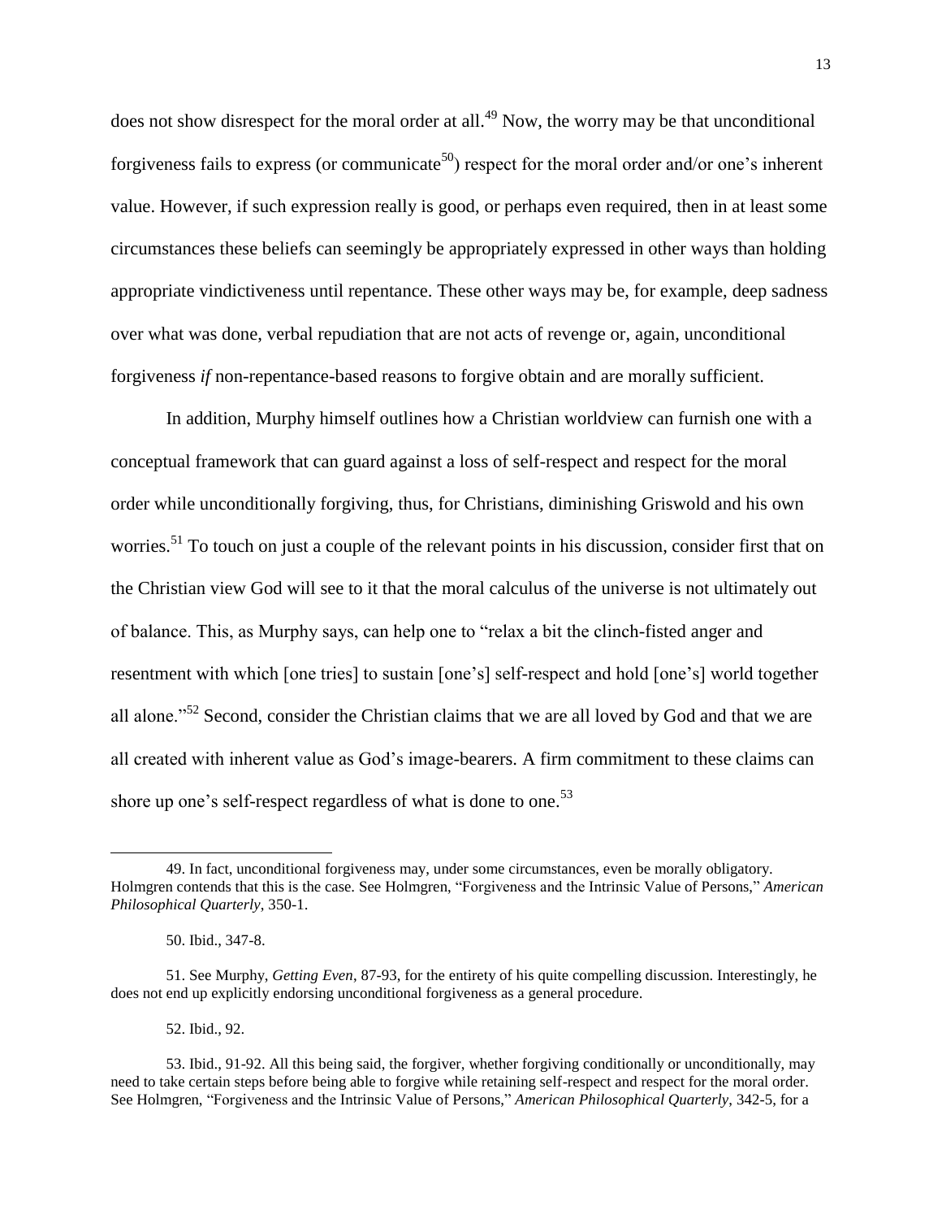does not show disrespect for the moral order at all.[49] Now, the worry may be that unconditional forgiveness fails to express (or communicate[50]) respect for the moral order and/or one's inherent value. However, if such expression really is good, or perhaps even required, then in at least some circumstances these beliefs can seemingly be appropriately expressed in other ways than holding appropriate vindictiveness until repentance. These other ways may be, for example, deep sadness over what was done, verbal repudiation that are not acts of revenge or, again, unconditional forgiveness *if* non-repentance-based reasons to forgive obtain and are morally sufficient.

In addition, Murphy himself outlines how a Christian worldview can furnish one with a conceptual framework that can guard against a loss of self-respect and respect for the moral order while unconditionally forgiving, thus, for Christians, diminishing Griswold and his own worries.[51] To touch on just a couple of the relevant points in his discussion, consider first that on the Christian view God will see to it that the moral calculus of the universe is not ultimately out of balance. This, as Murphy says, can help one to "relax a bit the clinch-fisted anger and resentment with which [one tries] to sustain [one's] self-respect and hold [one's] world together all alone."[52] Second, consider the Christian claims that we are all loved by God and that we are all created with inherent value as God's image-bearers. A firm commitment to these claims can shore up one's self-respect regardless of what is done to one.[53]

---

49. In fact, unconditional forgiveness may, under some circumstances, even be morally obligatory. Holmgren contends that this is the case. See Holmgren, "Forgiveness and the Intrinsic Value of Persons," *American Philosophical Quarterly*, 350-1.

50. Ibid., 347-8.

51. See Murphy, *Getting Even*, 87-93, for the entirety of his quite compelling discussion. Interestingly, he does not end up explicitly endorsing unconditional forgiveness as a general procedure.

52. Ibid., 92.

53. Ibid., 91-92. All this being said, the forgiver, whether forgiving conditionally or unconditionally, may need to take certain steps before being able to forgive while retaining self-respect and respect for the moral order. See Holmgren, "Forgiveness and the Intrinsic Value of Persons," *American Philosophical Quarterly*, 342-5, for a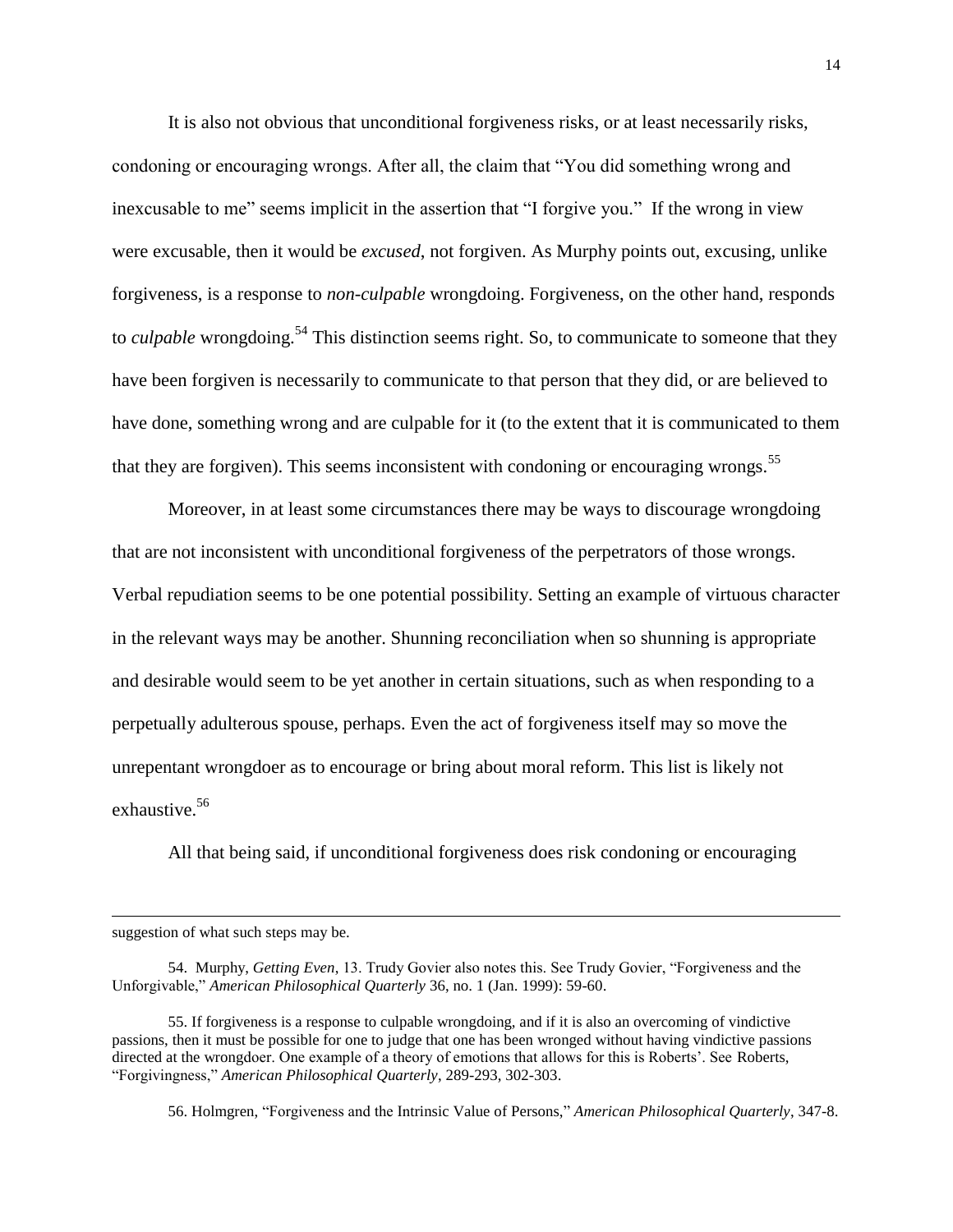It is also not obvious that unconditional forgiveness risks, or at least necessarily risks, condoning or encouraging wrongs. After all, the claim that "You did something wrong and inexcusable to me" seems implicit in the assertion that "I forgive you." If the wrong in view were excusable, then it would be *excused*, not forgiven. As Murphy points out, excusing, unlike forgiveness, is a response to *non-culpable* wrongdoing. Forgiveness, on the other hand, responds to *culpable* wrongdoing.[54] This distinction seems right. So, to communicate to someone that they have been forgiven is necessarily to communicate to that person that they did, or are believed to have done, something wrong and are culpable for it (to the extent that it is communicated to them that they are forgiven). This seems inconsistent with condoning or encouraging wrongs.[55]

Moreover, in at least some circumstances there may be ways to discourage wrongdoing that are not inconsistent with unconditional forgiveness of the perpetrators of those wrongs. Verbal repudiation seems to be one potential possibility. Setting an example of virtuous character in the relevant ways may be another. Shunning reconciliation when so shunning is appropriate and desirable would seem to be yet another in certain situations, such as when responding to a perpetually adulterous spouse, perhaps. Even the act of forgiveness itself may so move the unrepentant wrongdoer as to encourage or bring about moral reform. This list is likely not exhaustive.[56]

All that being said, if unconditional forgiveness does risk condoning or encouraging

---

suggestion of what such steps may be.

54. Murphy, *Getting Even*, 13. Trudy Govier also notes this. See Trudy Govier, "Forgiveness and the Unforgivable," *American Philosophical Quarterly* 36, no. 1 (Jan. 1999): 59-60.

55. If forgiveness is a response to culpable wrongdoing, and if it is also an overcoming of vindictive passions, then it must be possible for one to judge that one has been wronged without having vindictive passions directed at the wrongdoer. One example of a theory of emotions that allows for this is Roberts'. See Roberts, "Forgivingness," *American Philosophical Quarterly*, 289-293, 302-303.

56. Holmgren, "Forgiveness and the Intrinsic Value of Persons," *American Philosophical Quarterly*, 347-8.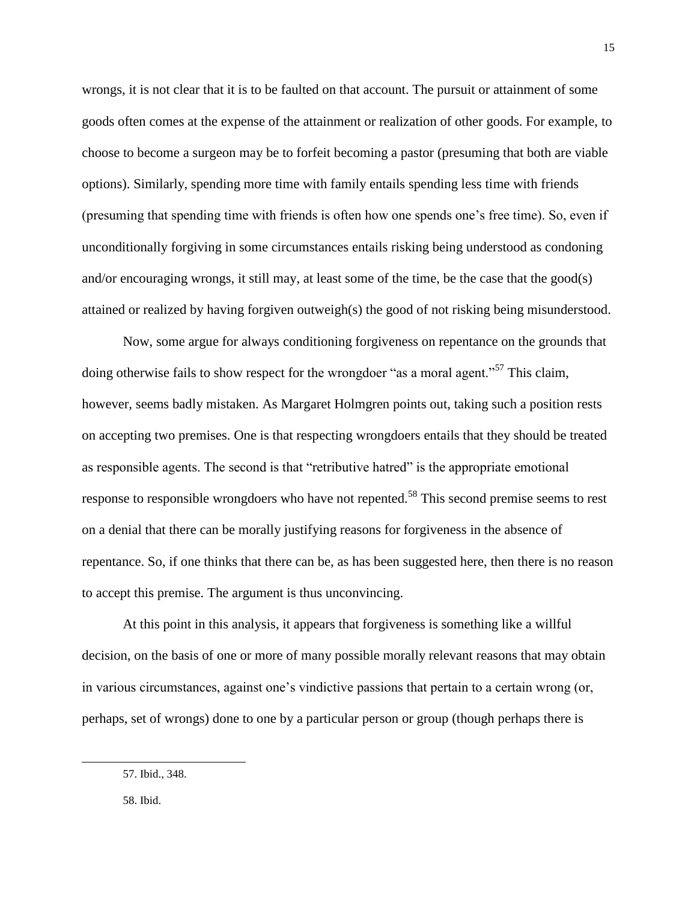wrongs, it is not clear that it is to be faulted on that account. The pursuit or attainment of some goods often comes at the expense of the attainment or realization of other goods. For example, to choose to become a surgeon may be to forfeit becoming a pastor (presuming that both are viable options). Similarly, spending more time with family entails spending less time with friends (presuming that spending time with friends is often how one spends one's free time). So, even if unconditionally forgiving in some circumstances entails risking being understood as condoning and/or encouraging wrongs, it still may, at least some of the time, be the case that the good(s) attained or realized by having forgiven outweigh(s) the good of not risking being misunderstood.

Now, some argue for always conditioning forgiveness on repentance on the grounds that doing otherwise fails to show respect for the wrongdoer "as a moral agent."[57] This claim, however, seems badly mistaken. As Margaret Holmgren points out, taking such a position rests on accepting two premises. One is that respecting wrongdoers entails that they should be treated as responsible agents. The second is that "retributive hatred" is the appropriate emotional response to responsible wrongdoers who have not repented.[58] This second premise seems to rest on a denial that there can be morally justifying reasons for forgiveness in the absence of repentance. So, if one thinks that there can be, as has been suggested here, then there is no reason to accept this premise. The argument is thus unconvincing.

At this point in this analysis, it appears that forgiveness is something like a willful decision, on the basis of one or more of many possible morally relevant reasons that may obtain in various circumstances, against one's vindictive passions that pertain to a certain wrong (or, perhaps, set of wrongs) done to one by a particular person or group (though perhaps there is

57. Ibid., 348.

58. Ibid.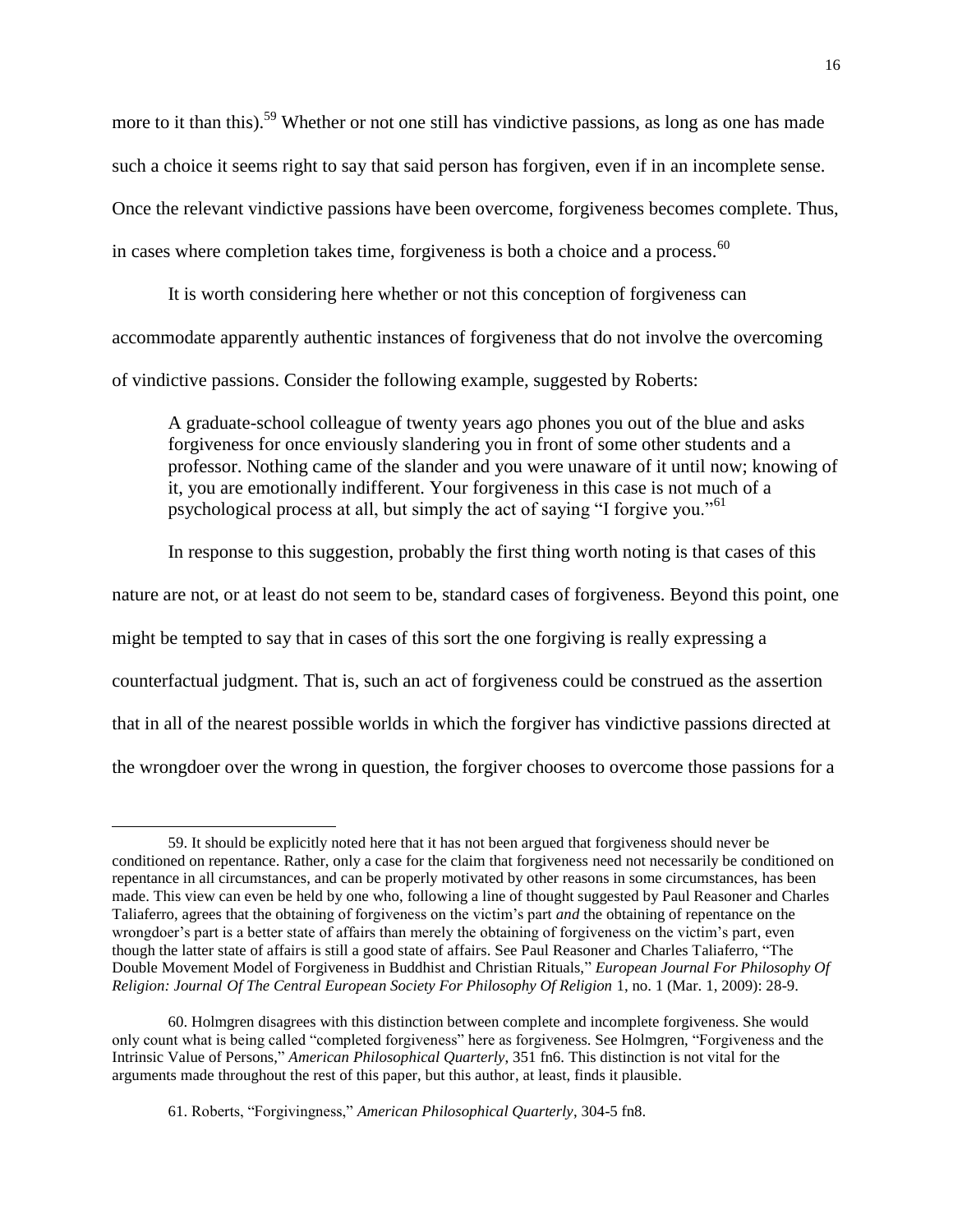more to it than this).[59] Whether or not one still has vindictive passions, as long as one has made such a choice it seems right to say that said person has forgiven, even if in an incomplete sense. Once the relevant vindictive passions have been overcome, forgiveness becomes complete. Thus, in cases where completion takes time, forgiveness is both a choice and a process.[60]

It is worth considering here whether or not this conception of forgiveness can accommodate apparently authentic instances of forgiveness that do not involve the overcoming of vindictive passions. Consider the following example, suggested by Roberts:

> A graduate-school colleague of twenty years ago phones you out of the blue and asks forgiveness for once enviously slandering you in front of some other students and a professor. Nothing came of the slander and you were unaware of it until now; knowing of it, you are emotionally indifferent. Your forgiveness in this case is not much of a psychological process at all, but simply the act of saying "I forgive you."[61]

In response to this suggestion, probably the first thing worth noting is that cases of this nature are not, or at least do not seem to be, standard cases of forgiveness. Beyond this point, one might be tempted to say that in cases of this sort the one forgiving is really expressing a counterfactual judgment. That is, such an act of forgiveness could be construed as the assertion that in all of the nearest possible worlds in which the forgiver has vindictive passions directed at the wrongdoer over the wrong in question, the forgiver chooses to overcome those passions for a

---

59. It should be explicitly noted here that it has not been argued that forgiveness should never be conditioned on repentance. Rather, only a case for the claim that forgiveness need not necessarily be conditioned on repentance in all circumstances, and can be properly motivated by other reasons in some circumstances, has been made. This view can even be held by one who, following a line of thought suggested by Paul Reasoner and Charles Taliaferro, agrees that the obtaining of forgiveness on the victim's part *and* the obtaining of repentance on the wrongdoer's part is a better state of affairs than merely the obtaining of forgiveness on the victim's part, even though the latter state of affairs is still a good state of affairs. See Paul Reasoner and Charles Taliaferro, "The Double Movement Model of Forgiveness in Buddhist and Christian Rituals," *European Journal For Philosophy Of Religion: Journal Of The Central European Society For Philosophy Of Religion* 1, no. 1 (Mar. 1, 2009): 28-9.

60. Holmgren disagrees with this distinction between complete and incomplete forgiveness. She would only count what is being called "completed forgiveness" here as forgiveness. See Holmgren, "Forgiveness and the Intrinsic Value of Persons," *American Philosophical Quarterly*, 351 fn6. This distinction is not vital for the arguments made throughout the rest of this paper, but this author, at least, finds it plausible.

61. Roberts, "Forgivingness," *American Philosophical Quarterly*, 304-5 fn8.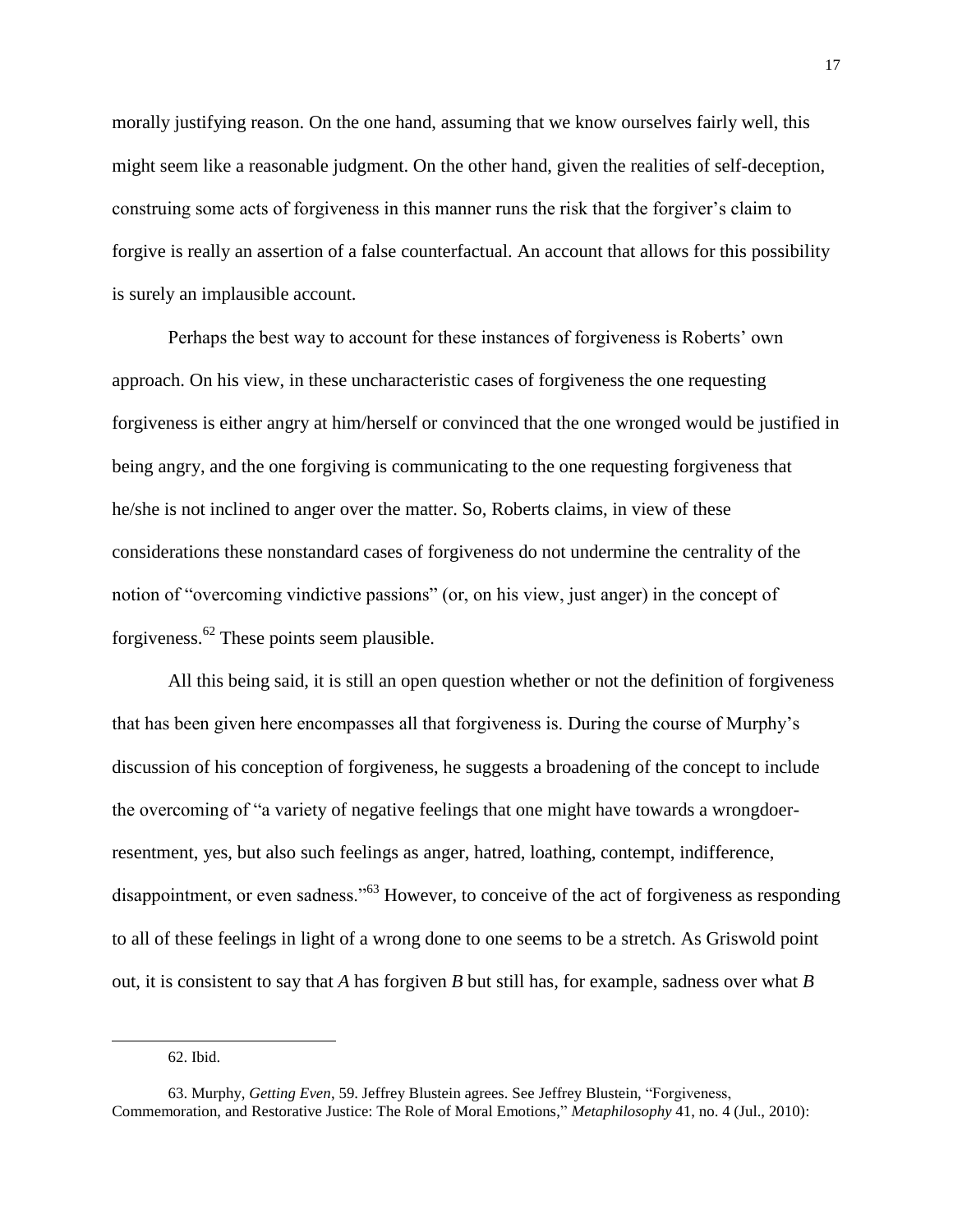morally justifying reason. On the one hand, assuming that we know ourselves fairly well, this might seem like a reasonable judgment. On the other hand, given the realities of self-deception, construing some acts of forgiveness in this manner runs the risk that the forgiver's claim to forgive is really an assertion of a false counterfactual. An account that allows for this possibility is surely an implausible account.

Perhaps the best way to account for these instances of forgiveness is Roberts' own approach. On his view, in these uncharacteristic cases of forgiveness the one requesting forgiveness is either angry at him/herself or convinced that the one wronged would be justified in being angry, and the one forgiving is communicating to the one requesting forgiveness that he/she is not inclined to anger over the matter. So, Roberts claims, in view of these considerations these nonstandard cases of forgiveness do not undermine the centrality of the notion of "overcoming vindictive passions" (or, on his view, just anger) in the concept of forgiveness.[62] These points seem plausible.

All this being said, it is still an open question whether or not the definition of forgiveness that has been given here encompasses all that forgiveness is. During the course of Murphy's discussion of his conception of forgiveness, he suggests a broadening of the concept to include the overcoming of "a variety of negative feelings that one might have towards a wrongdoer-resentment, yes, but also such feelings as anger, hatred, loathing, contempt, indifference, disappointment, or even sadness."[63] However, to conceive of the act of forgiveness as responding to all of these feelings in light of a wrong done to one seems to be a stretch. As Griswold point out, it is consistent to say that *A* has forgiven *B* but still has, for example, sadness over what *B*

62. Ibid.

63. Murphy, *Getting Even*, 59. Jeffrey Blustein agrees. See Jeffrey Blustein, "Forgiveness, Commemoration, and Restorative Justice: The Role of Moral Emotions," *Metaphilosophy* 41, no. 4 (Jul., 2010):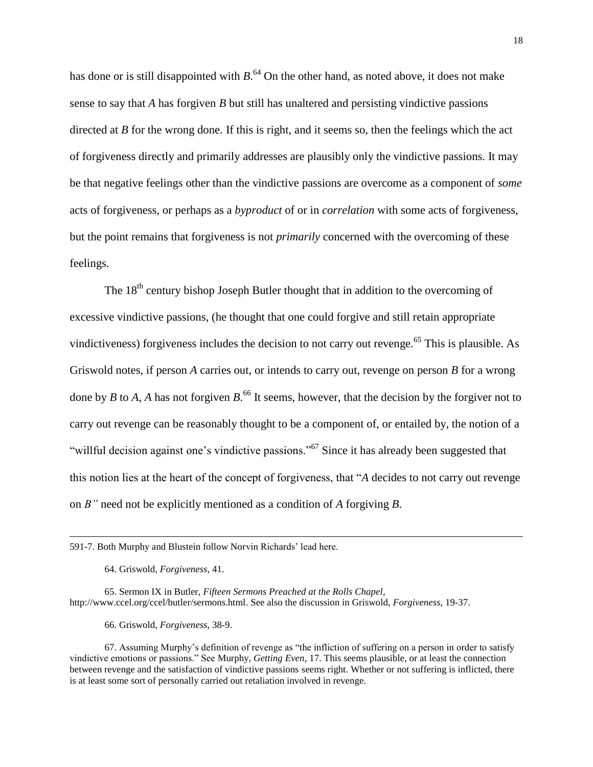has done or is still disappointed with *B*.[64] On the other hand, as noted above, it does not make sense to say that *A* has forgiven *B* but still has unaltered and persisting vindictive passions directed at *B* for the wrong done. If this is right, and it seems so, then the feelings which the act of forgiveness directly and primarily addresses are plausibly only the vindictive passions. It may be that negative feelings other than the vindictive passions are overcome as a component of *some* acts of forgiveness, or perhaps as a *byproduct* of or in *correlation* with some acts of forgiveness, but the point remains that forgiveness is not *primarily* concerned with the overcoming of these feelings.

The 18th century bishop Joseph Butler thought that in addition to the overcoming of excessive vindictive passions, (he thought that one could forgive and still retain appropriate vindictiveness) forgiveness includes the decision to not carry out revenge.[65] This is plausible. As Griswold notes, if person *A* carries out, or intends to carry out, revenge on person *B* for a wrong done by *B* to *A, A* has not forgiven *B.*[66] It seems, however, that the decision by the forgiver not to carry out revenge can be reasonably thought to be a component of, or entailed by, the notion of a "willful decision against one's vindictive passions."[67] Since it has already been suggested that this notion lies at the heart of the concept of forgiveness, that "*A* decides to not carry out revenge on *B"* need not be explicitly mentioned as a condition of *A* forgiving *B*.

---

591-7. Both Murphy and Blustein follow Norvin Richards' lead here.

64. Griswold, *Forgiveness*, 41.

65. Sermon IX in Butler, *Fifteen Sermons Preached at the Rolls Chapel*, http://www.ccel.org/ccel/butler/sermons.html. See also the discussion in Griswold, *Forgiveness*, 19-37.

66. Griswold, *Forgiveness*, 38-9.

67. Assuming Murphy's definition of revenge as "the infliction of suffering on a person in order to satisfy vindictive emotions or passions." See Murphy, *Getting Even*, 17. This seems plausible, or at least the connection between revenge and the satisfaction of vindictive passions seems right. Whether or not suffering is inflicted, there is at least some sort of personally carried out retaliation involved in revenge.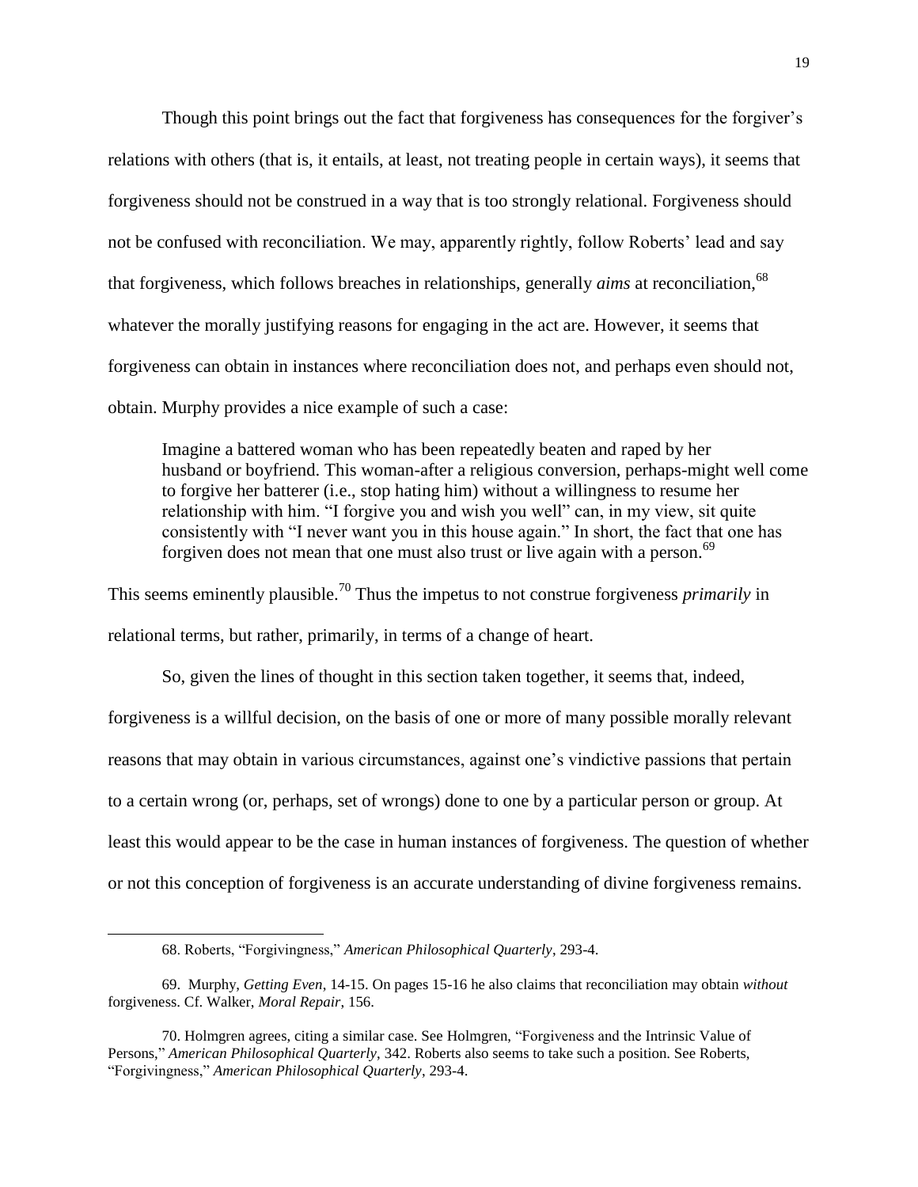Though this point brings out the fact that forgiveness has consequences for the forgiver's relations with others (that is, it entails, at least, not treating people in certain ways), it seems that forgiveness should not be construed in a way that is too strongly relational. Forgiveness should not be confused with reconciliation. We may, apparently rightly, follow Roberts' lead and say that forgiveness, which follows breaches in relationships, generally *aims* at reconciliation,[68] whatever the morally justifying reasons for engaging in the act are. However, it seems that forgiveness can obtain in instances where reconciliation does not, and perhaps even should not, obtain. Murphy provides a nice example of such a case:

> Imagine a battered woman who has been repeatedly beaten and raped by her husband or boyfriend. This woman-after a religious conversion, perhaps-might well come to forgive her batterer (i.e., stop hating him) without a willingness to resume her relationship with him. "I forgive you and wish you well" can, in my view, sit quite consistently with "I never want you in this house again." In short, the fact that one has forgiven does not mean that one must also trust or live again with a person.[69]

This seems eminently plausible.[70] Thus the impetus to not construe forgiveness *primarily* in relational terms, but rather, primarily, in terms of a change of heart.

So, given the lines of thought in this section taken together, it seems that, indeed, forgiveness is a willful decision, on the basis of one or more of many possible morally relevant reasons that may obtain in various circumstances, against one's vindictive passions that pertain to a certain wrong (or, perhaps, set of wrongs) done to one by a particular person or group. At least this would appear to be the case in human instances of forgiveness. The question of whether or not this conception of forgiveness is an accurate understanding of divine forgiveness remains.

---

68. Roberts, "Forgivingness," *American Philosophical Quarterly*, 293-4.

69. Murphy, *Getting Even*, 14-15. On pages 15-16 he also claims that reconciliation may obtain *without* forgiveness. Cf. Walker, *Moral Repair*, 156.

70. Holmgren agrees, citing a similar case. See Holmgren, "Forgiveness and the Intrinsic Value of Persons," *American Philosophical Quarterly*, 342. Roberts also seems to take such a position. See Roberts, "Forgivingness," *American Philosophical Quarterly*, 293-4.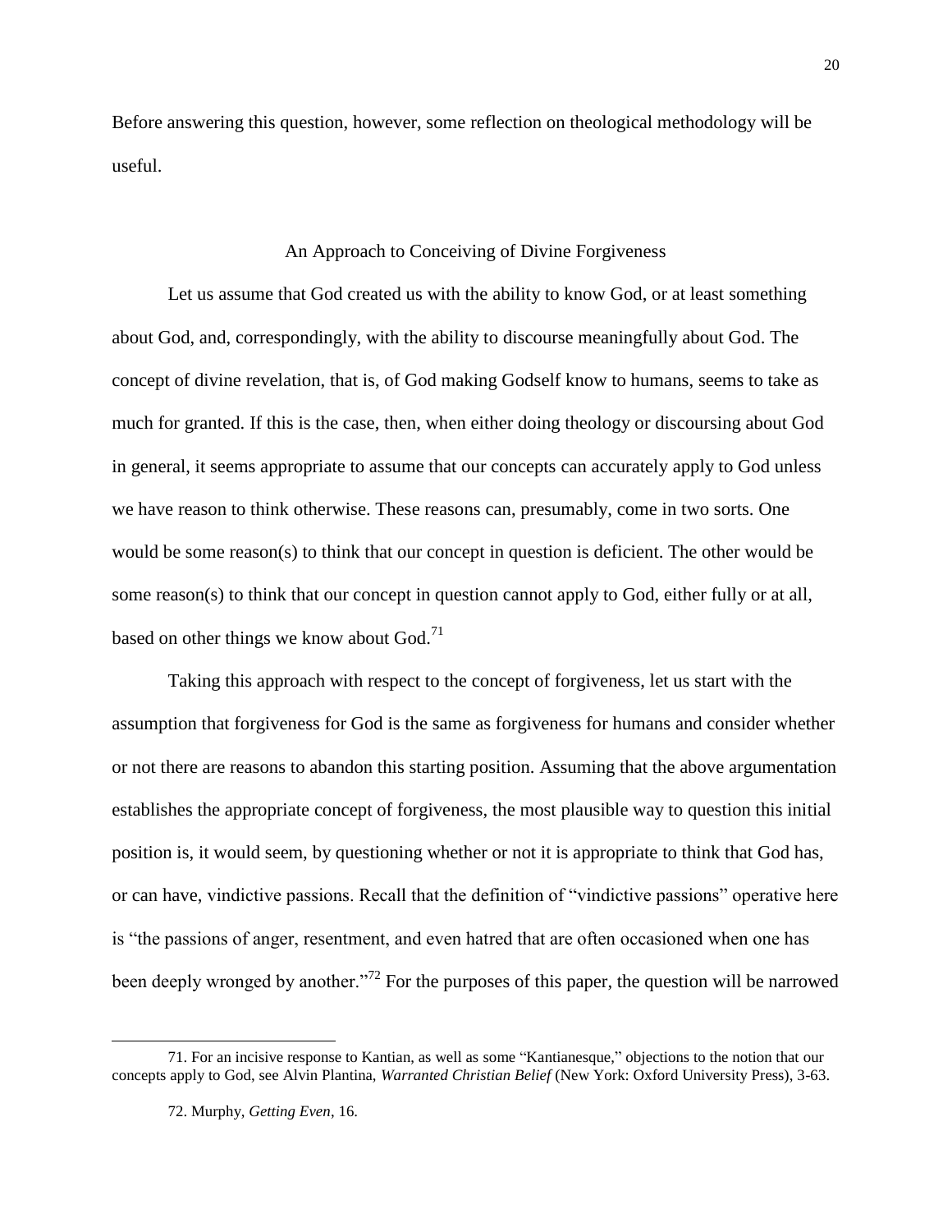Before answering this question, however, some reflection on theological methodology will be useful.

## An Approach to Conceiving of Divine Forgiveness

Let us assume that God created us with the ability to know God, or at least something about God, and, correspondingly, with the ability to discourse meaningfully about God. The concept of divine revelation, that is, of God making Godself know to humans, seems to take as much for granted. If this is the case, then, when either doing theology or discoursing about God in general, it seems appropriate to assume that our concepts can accurately apply to God unless we have reason to think otherwise. These reasons can, presumably, come in two sorts. One would be some reason(s) to think that our concept in question is deficient. The other would be some reason(s) to think that our concept in question cannot apply to God, either fully or at all, based on other things we know about God.[71]

Taking this approach with respect to the concept of forgiveness, let us start with the assumption that forgiveness for God is the same as forgiveness for humans and consider whether or not there are reasons to abandon this starting position. Assuming that the above argumentation establishes the appropriate concept of forgiveness, the most plausible way to question this initial position is, it would seem, by questioning whether or not it is appropriate to think that God has, or can have, vindictive passions. Recall that the definition of "vindictive passions" operative here is "the passions of anger, resentment, and even hatred that are often occasioned when one has been deeply wronged by another."[72] For the purposes of this paper, the question will be narrowed

---

71. For an incisive response to Kantian, as well as some "Kantianesque," objections to the notion that our concepts apply to God, see Alvin Plantina, *Warranted Christian Belief* (New York: Oxford University Press), 3-63.

72. Murphy, *Getting Even*, 16.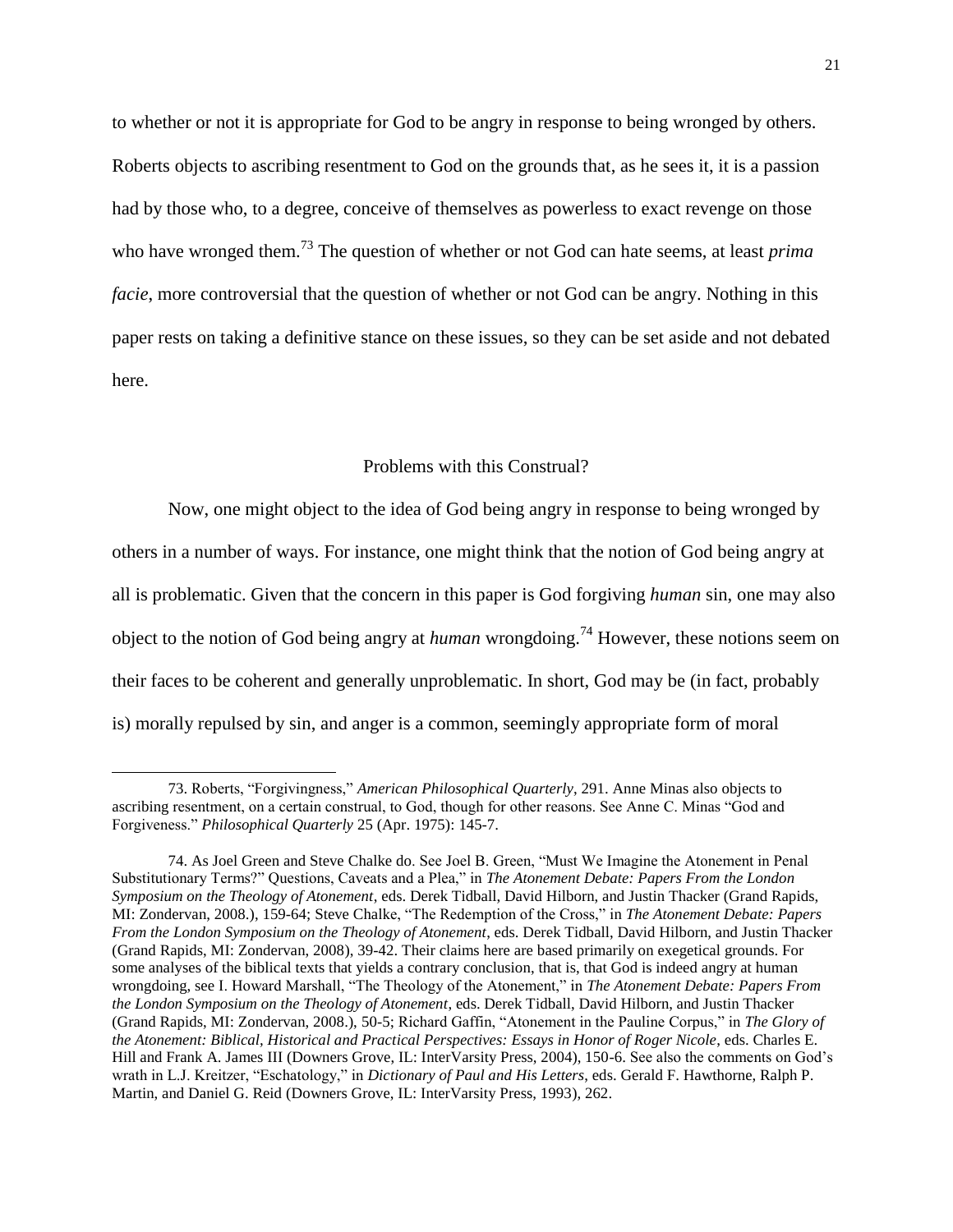to whether or not it is appropriate for God to be angry in response to being wronged by others. Roberts objects to ascribing resentment to God on the grounds that, as he sees it, it is a passion had by those who, to a degree, conceive of themselves as powerless to exact revenge on those who have wronged them.[73] The question of whether or not God can hate seems, at least *prima facie*, more controversial that the question of whether or not God can be angry. Nothing in this paper rests on taking a definitive stance on these issues, so they can be set aside and not debated here.

## Problems with this Construal?

Now, one might object to the idea of God being angry in response to being wronged by others in a number of ways. For instance, one might think that the notion of God being angry at all is problematic. Given that the concern in this paper is God forgiving *human* sin, one may also object to the notion of God being angry at *human* wrongdoing.[74] However, these notions seem on their faces to be coherent and generally unproblematic. In short, God may be (in fact, probably is) morally repulsed by sin, and anger is a common, seemingly appropriate form of moral

---

73. Roberts, "Forgivingness," *American Philosophical Quarterly*, 291. Anne Minas also objects to ascribing resentment, on a certain construal, to God, though for other reasons. See Anne C. Minas "God and Forgiveness." *Philosophical Quarterly* 25 (Apr. 1975): 145-7.

74. As Joel Green and Steve Chalke do. See Joel B. Green, "Must We Imagine the Atonement in Penal Substitutionary Terms?" Questions, Caveats and a Plea," in *The Atonement Debate: Papers From the London Symposium on the Theology of Atonement*, eds. Derek Tidball, David Hilborn, and Justin Thacker (Grand Rapids, MI: Zondervan, 2008.), 159-64; Steve Chalke, "The Redemption of the Cross," in *The Atonement Debate: Papers From the London Symposium on the Theology of Atonement*, eds. Derek Tidball, David Hilborn, and Justin Thacker (Grand Rapids, MI: Zondervan, 2008), 39-42. Their claims here are based primarily on exegetical grounds. For some analyses of the biblical texts that yields a contrary conclusion, that is, that God is indeed angry at human wrongdoing, see I. Howard Marshall, "The Theology of the Atonement," in *The Atonement Debate: Papers From the London Symposium on the Theology of Atonement*, eds. Derek Tidball, David Hilborn, and Justin Thacker (Grand Rapids, MI: Zondervan, 2008.), 50-5; Richard Gaffin, "Atonement in the Pauline Corpus," in *The Glory of the Atonement: Biblical, Historical and Practical Perspectives: Essays in Honor of Roger Nicole*, eds. Charles E. Hill and Frank A. James III (Downers Grove, IL: InterVarsity Press, 2004), 150-6. See also the comments on God's wrath in L.J. Kreitzer, "Eschatology," in *Dictionary of Paul and His Letters*, eds. Gerald F. Hawthorne, Ralph P. Martin, and Daniel G. Reid (Downers Grove, IL: InterVarsity Press, 1993), 262.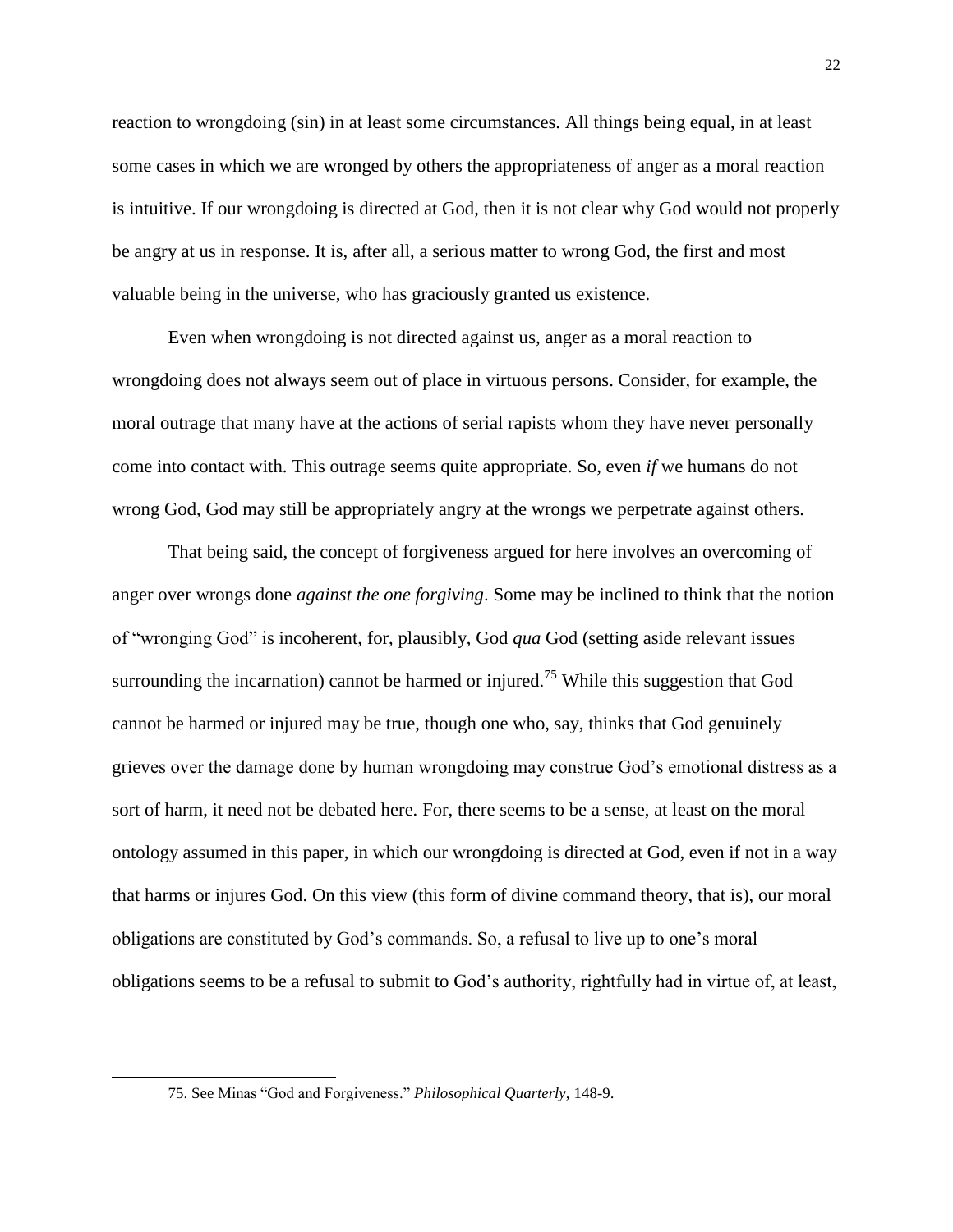reaction to wrongdoing (sin) in at least some circumstances. All things being equal, in at least some cases in which we are wronged by others the appropriateness of anger as a moral reaction is intuitive. If our wrongdoing is directed at God, then it is not clear why God would not properly be angry at us in response. It is, after all, a serious matter to wrong God, the first and most valuable being in the universe, who has graciously granted us existence.

Even when wrongdoing is not directed against us, anger as a moral reaction to wrongdoing does not always seem out of place in virtuous persons. Consider, for example, the moral outrage that many have at the actions of serial rapists whom they have never personally come into contact with. This outrage seems quite appropriate. So, even *if* we humans do not wrong God, God may still be appropriately angry at the wrongs we perpetrate against others.

That being said, the concept of forgiveness argued for here involves an overcoming of anger over wrongs done *against the one forgiving*. Some may be inclined to think that the notion of "wronging God" is incoherent, for, plausibly, God *qua* God (setting aside relevant issues surrounding the incarnation) cannot be harmed or injured.[75] While this suggestion that God cannot be harmed or injured may be true, though one who, say, thinks that God genuinely grieves over the damage done by human wrongdoing may construe God's emotional distress as a sort of harm, it need not be debated here. For, there seems to be a sense, at least on the moral ontology assumed in this paper, in which our wrongdoing is directed at God, even if not in a way that harms or injures God. On this view (this form of divine command theory, that is), our moral obligations are constituted by God's commands. So, a refusal to live up to one's moral obligations seems to be a refusal to submit to God's authority, rightfully had in virtue of, at least,

---

75. See Minas "God and Forgiveness." *Philosophical Quarterly*, 148-9.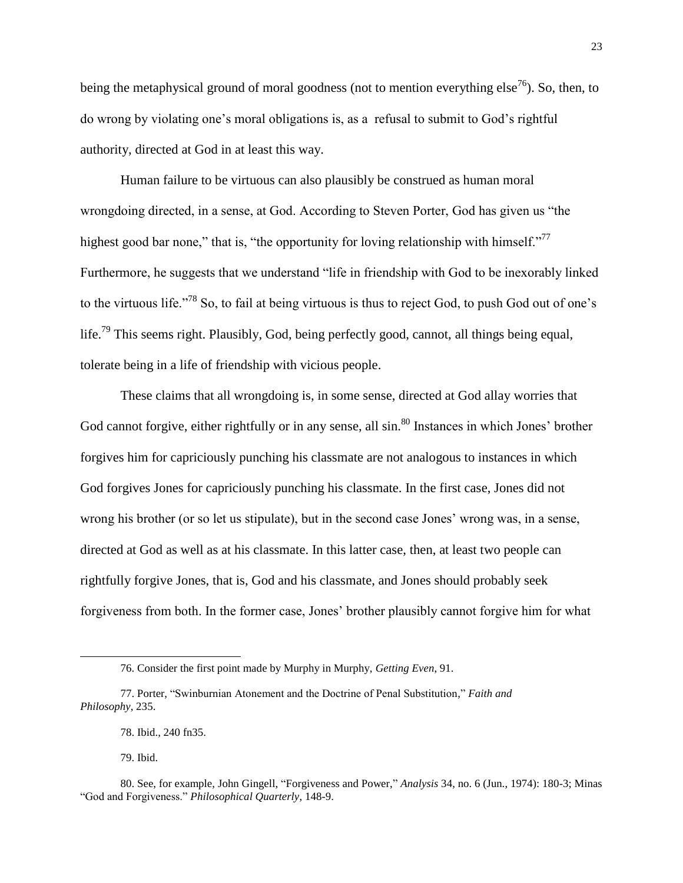being the metaphysical ground of moral goodness (not to mention everything else[76]). So, then, to do wrong by violating one's moral obligations is, as a refusal to submit to God's rightful authority, directed at God in at least this way.

Human failure to be virtuous can also plausibly be construed as human moral wrongdoing directed, in a sense, at God. According to Steven Porter, God has given us "the highest good bar none," that is, "the opportunity for loving relationship with himself."[77] Furthermore, he suggests that we understand "life in friendship with God to be inexorably linked to the virtuous life."[78] So, to fail at being virtuous is thus to reject God, to push God out of one's life.[79] This seems right. Plausibly, God, being perfectly good, cannot, all things being equal, tolerate being in a life of friendship with vicious people.

These claims that all wrongdoing is, in some sense, directed at God allay worries that God cannot forgive, either rightfully or in any sense, all sin.[80] Instances in which Jones' brother forgives him for capriciously punching his classmate are not analogous to instances in which God forgives Jones for capriciously punching his classmate. In the first case, Jones did not wrong his brother (or so let us stipulate), but in the second case Jones' wrong was, in a sense, directed at God as well as at his classmate. In this latter case, then, at least two people can rightfully forgive Jones, that is, God and his classmate, and Jones should probably seek forgiveness from both. In the former case, Jones' brother plausibly cannot forgive him for what

---

76. Consider the first point made by Murphy in Murphy, *Getting Even*, 91.

77. Porter, "Swinburnian Atonement and the Doctrine of Penal Substitution," *Faith and Philosophy*, 235.

78. Ibid., 240 fn35.

79. Ibid.

80. See, for example, John Gingell, "Forgiveness and Power," *Analysis* 34, no. 6 (Jun., 1974): 180-3; Minas "God and Forgiveness." *Philosophical Quarterly*, 148-9.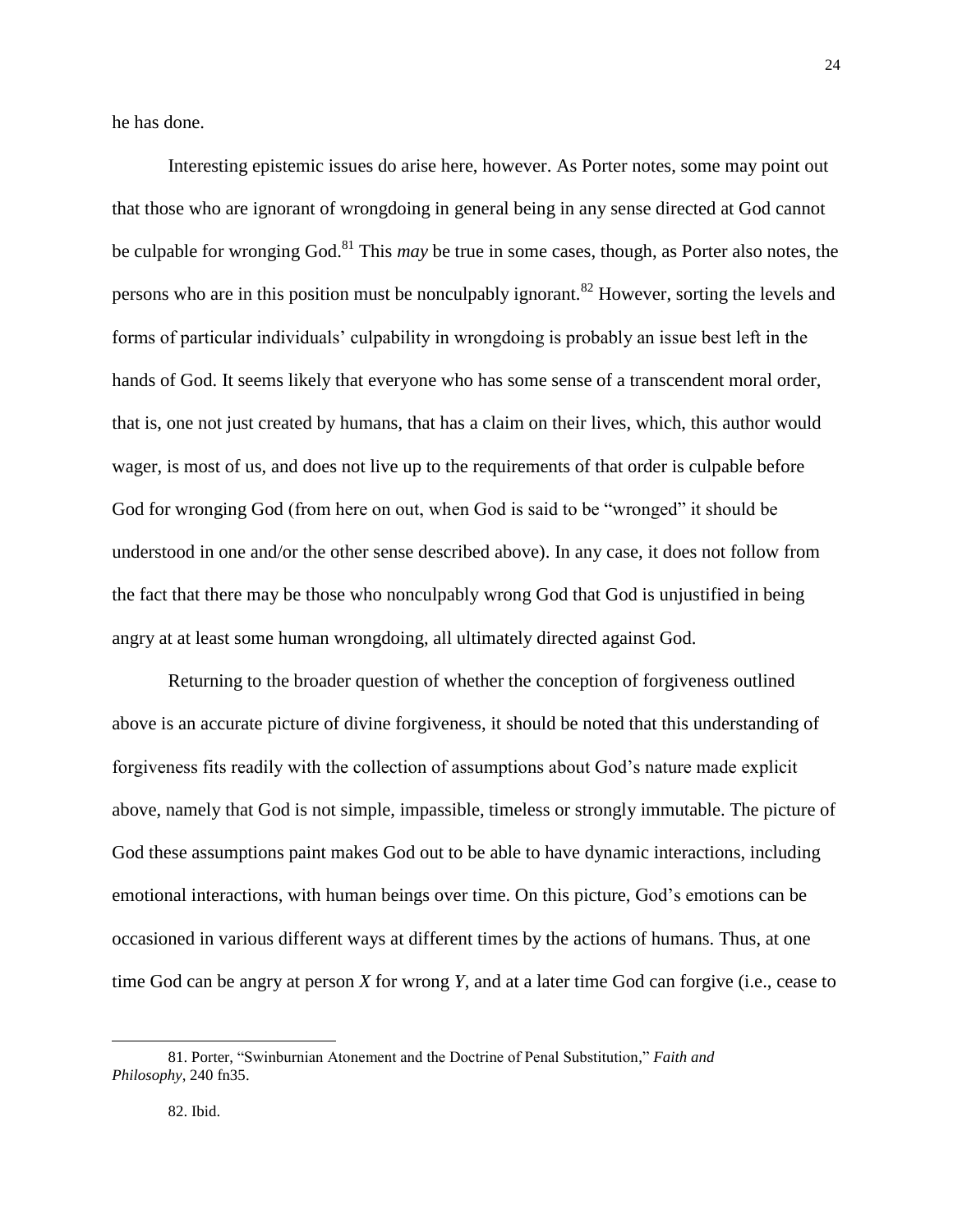he has done.

Interesting epistemic issues do arise here, however. As Porter notes, some may point out that those who are ignorant of wrongdoing in general being in any sense directed at God cannot be culpable for wronging God.[81] This *may* be true in some cases, though, as Porter also notes, the persons who are in this position must be nonculpably ignorant.[82] However, sorting the levels and forms of particular individuals' culpability in wrongdoing is probably an issue best left in the hands of God. It seems likely that everyone who has some sense of a transcendent moral order, that is, one not just created by humans, that has a claim on their lives, which, this author would wager, is most of us, and does not live up to the requirements of that order is culpable before God for wronging God (from here on out, when God is said to be "wronged" it should be understood in one and/or the other sense described above). In any case, it does not follow from the fact that there may be those who nonculpably wrong God that God is unjustified in being angry at at least some human wrongdoing, all ultimately directed against God.

Returning to the broader question of whether the conception of forgiveness outlined above is an accurate picture of divine forgiveness, it should be noted that this understanding of forgiveness fits readily with the collection of assumptions about God's nature made explicit above, namely that God is not simple, impassible, timeless or strongly immutable. The picture of God these assumptions paint makes God out to be able to have dynamic interactions, including emotional interactions, with human beings over time. On this picture, God's emotions can be occasioned in various different ways at different times by the actions of humans. Thus, at one time God can be angry at person *X* for wrong *Y*, and at a later time God can forgive (i.e., cease to

---

81. Porter, "Swinburnian Atonement and the Doctrine of Penal Substitution," *Faith and Philosophy*, 240 fn35.

82. Ibid.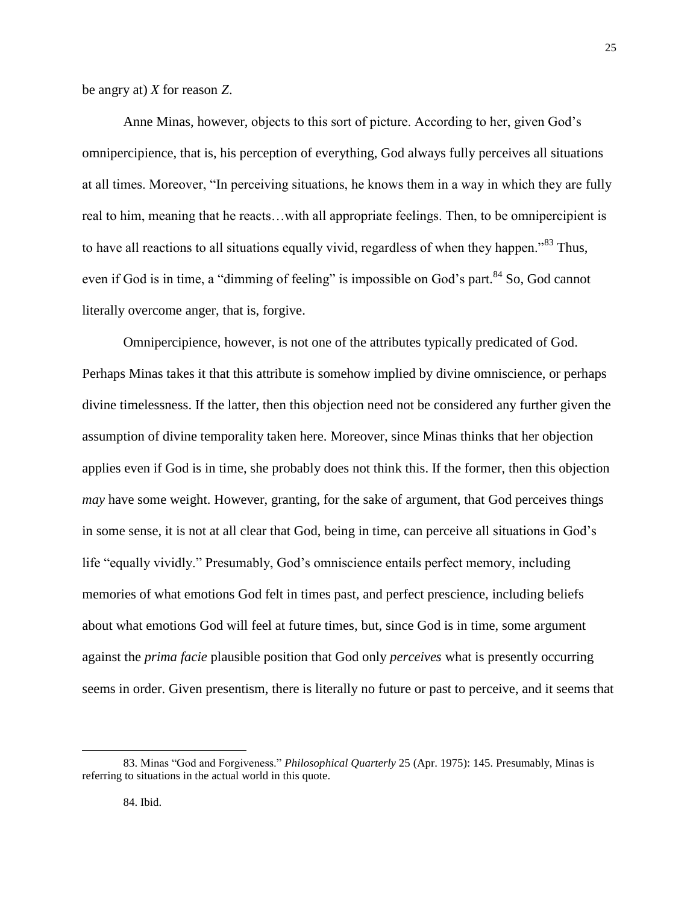be angry at) *X* for reason *Z*.

Anne Minas, however, objects to this sort of picture. According to her, given God's omnipercipience, that is, his perception of everything, God always fully perceives all situations at all times. Moreover, "In perceiving situations, he knows them in a way in which they are fully real to him, meaning that he reacts…with all appropriate feelings. Then, to be omnipercipient is to have all reactions to all situations equally vivid, regardless of when they happen."[83] Thus, even if God is in time, a "dimming of feeling" is impossible on God's part.[84] So, God cannot literally overcome anger, that is, forgive.

Omnipercipience, however, is not one of the attributes typically predicated of God. Perhaps Minas takes it that this attribute is somehow implied by divine omniscience, or perhaps divine timelessness. If the latter, then this objection need not be considered any further given the assumption of divine temporality taken here. Moreover, since Minas thinks that her objection applies even if God is in time, she probably does not think this. If the former, then this objection *may* have some weight. However, granting, for the sake of argument, that God perceives things in some sense, it is not at all clear that God, being in time, can perceive all situations in God's life "equally vividly." Presumably, God's omniscience entails perfect memory, including memories of what emotions God felt in times past, and perfect prescience, including beliefs about what emotions God will feel at future times, but, since God is in time, some argument against the *prima facie* plausible position that God only *perceives* what is presently occurring seems in order. Given presentism, there is literally no future or past to perceive, and it seems that

---

83. Minas "God and Forgiveness." *Philosophical Quarterly* 25 (Apr. 1975): 145. Presumably, Minas is referring to situations in the actual world in this quote.

84. Ibid.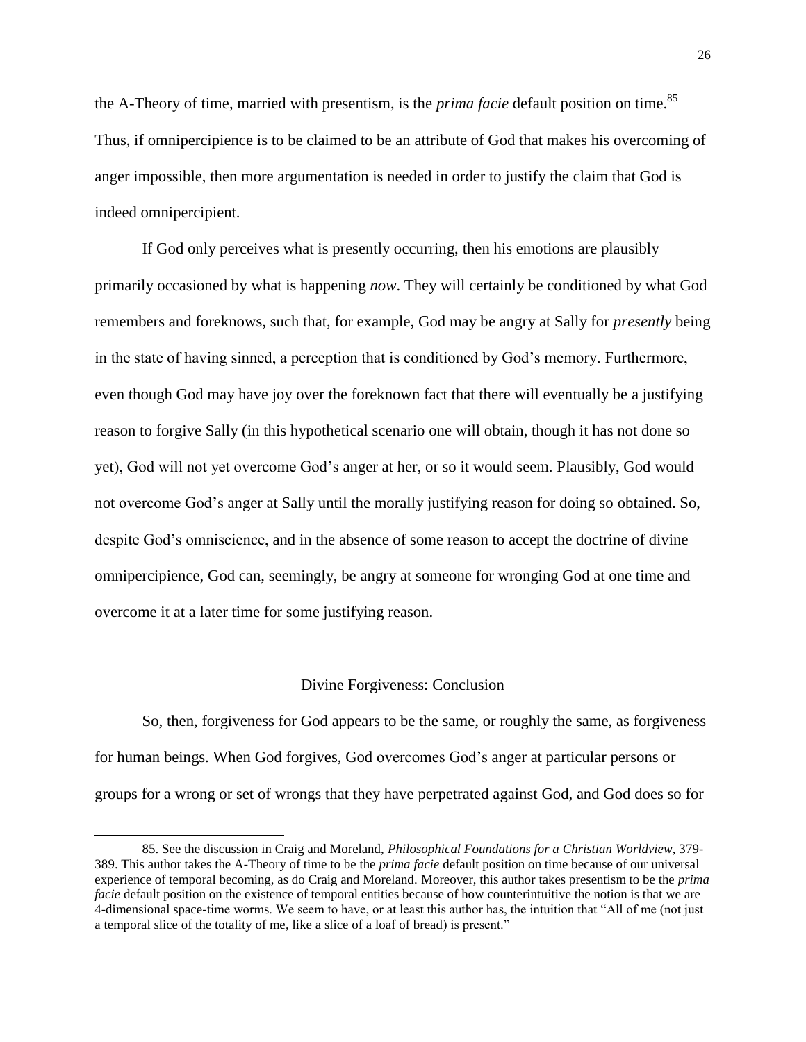the A-Theory of time, married with presentism, is the *prima facie* default position on time.[85] Thus, if omnipercipience is to be claimed to be an attribute of God that makes his overcoming of anger impossible, then more argumentation is needed in order to justify the claim that God is indeed omnipercipient.

If God only perceives what is presently occurring, then his emotions are plausibly primarily occasioned by what is happening *now*. They will certainly be conditioned by what God remembers and foreknows, such that, for example, God may be angry at Sally for *presently* being in the state of having sinned, a perception that is conditioned by God's memory. Furthermore, even though God may have joy over the foreknown fact that there will eventually be a justifying reason to forgive Sally (in this hypothetical scenario one will obtain, though it has not done so yet), God will not yet overcome God's anger at her, or so it would seem. Plausibly, God would not overcome God's anger at Sally until the morally justifying reason for doing so obtained. So, despite God's omniscience, and in the absence of some reason to accept the doctrine of divine omnipercipience, God can, seemingly, be angry at someone for wronging God at one time and overcome it at a later time for some justifying reason.

## Divine Forgiveness: Conclusion

So, then, forgiveness for God appears to be the same, or roughly the same, as forgiveness for human beings. When God forgives, God overcomes God's anger at particular persons or groups for a wrong or set of wrongs that they have perpetrated against God, and God does so for

---

85. See the discussion in Craig and Moreland, *Philosophical Foundations for a Christian Worldview*, 379-389. This author takes the A-Theory of time to be the *prima facie* default position on time because of our universal experience of temporal becoming, as do Craig and Moreland. Moreover, this author takes presentism to be the *prima facie* default position on the existence of temporal entities because of how counterintuitive the notion is that we are 4-dimensional space-time worms. We seem to have, or at least this author has, the intuition that "All of me (not just a temporal slice of the totality of me, like a slice of a loaf of bread) is present."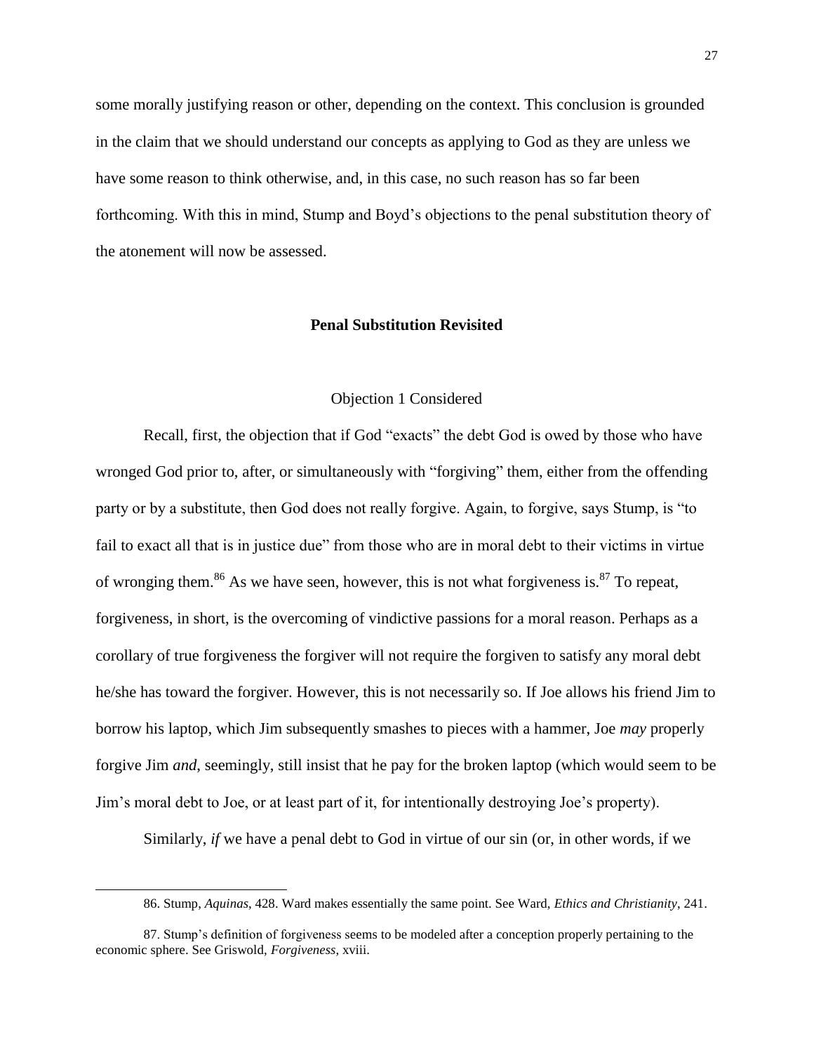some morally justifying reason or other, depending on the context. This conclusion is grounded in the claim that we should understand our concepts as applying to God as they are unless we have some reason to think otherwise, and, in this case, no such reason has so far been forthcoming. With this in mind, Stump and Boyd's objections to the penal substitution theory of the atonement will now be assessed.

## Penal Substitution Revisited

### Objection 1 Considered

Recall, first, the objection that if God "exacts" the debt God is owed by those who have wronged God prior to, after, or simultaneously with "forgiving" them, either from the offending party or by a substitute, then God does not really forgive. Again, to forgive, says Stump, is "to fail to exact all that is in justice due" from those who are in moral debt to their victims in virtue of wronging them.[86] As we have seen, however, this is not what forgiveness is.[87] To repeat, forgiveness, in short, is the overcoming of vindictive passions for a moral reason. Perhaps as a corollary of true forgiveness the forgiver will not require the forgiven to satisfy any moral debt he/she has toward the forgiver. However, this is not necessarily so. If Joe allows his friend Jim to borrow his laptop, which Jim subsequently smashes to pieces with a hammer, Joe *may* properly forgive Jim *and*, seemingly, still insist that he pay for the broken laptop (which would seem to be Jim's moral debt to Joe, or at least part of it, for intentionally destroying Joe's property).

Similarly, *if* we have a penal debt to God in virtue of our sin (or, in other words, if we

---

86. Stump, *Aquinas*, 428. Ward makes essentially the same point. See Ward, *Ethics and Christianity*, 241.

87. Stump's definition of forgiveness seems to be modeled after a conception properly pertaining to the economic sphere. See Griswold, *Forgiveness*, xviii.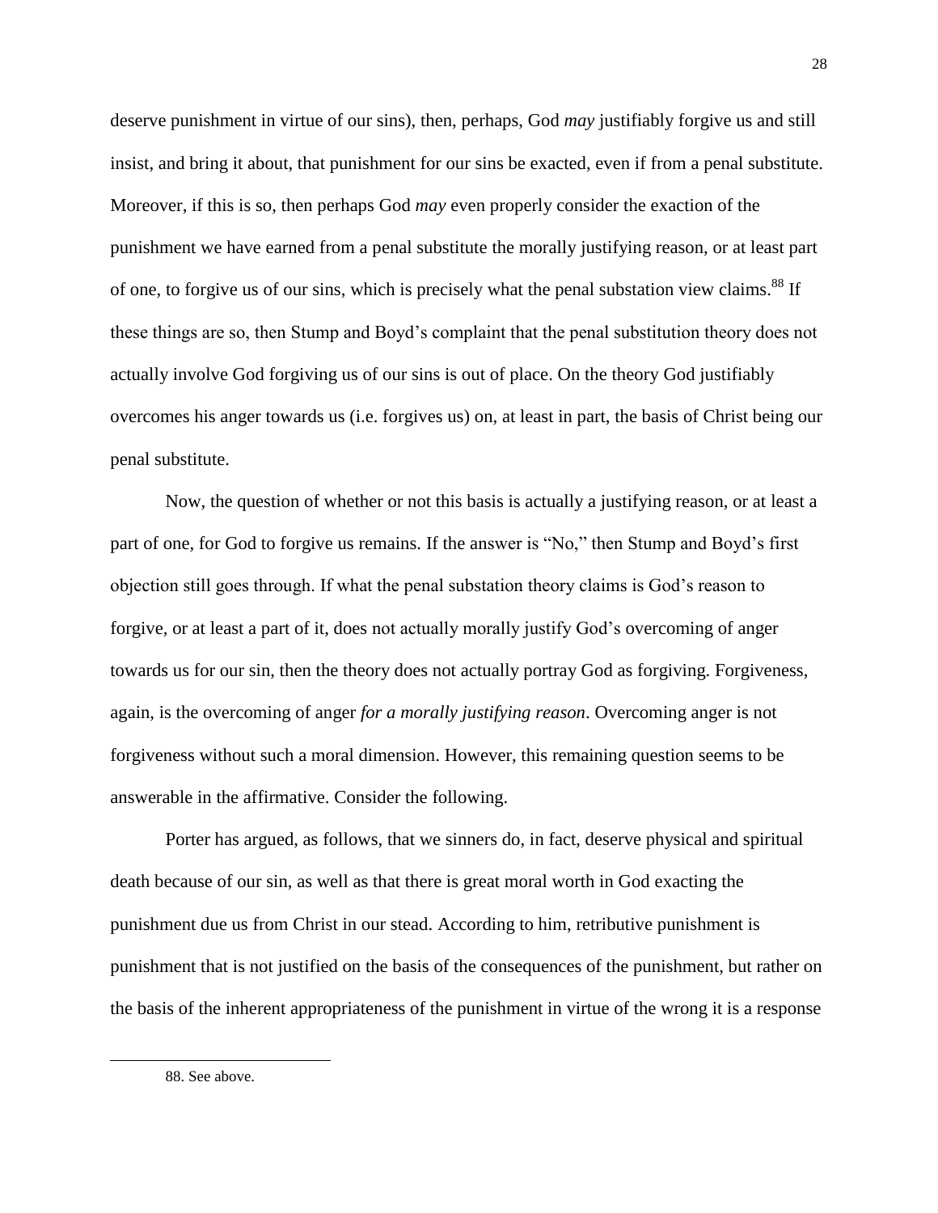deserve punishment in virtue of our sins), then, perhaps, God *may* justifiably forgive us and still insist, and bring it about, that punishment for our sins be exacted, even if from a penal substitute. Moreover, if this is so, then perhaps God *may* even properly consider the exaction of the punishment we have earned from a penal substitute the morally justifying reason, or at least part of one, to forgive us of our sins, which is precisely what the penal substation view claims.[88] If these things are so, then Stump and Boyd's complaint that the penal substitution theory does not actually involve God forgiving us of our sins is out of place. On the theory God justifiably overcomes his anger towards us (i.e. forgives us) on, at least in part, the basis of Christ being our penal substitute.

Now, the question of whether or not this basis is actually a justifying reason, or at least a part of one, for God to forgive us remains. If the answer is "No," then Stump and Boyd's first objection still goes through. If what the penal substation theory claims is God's reason to forgive, or at least a part of it, does not actually morally justify God's overcoming of anger towards us for our sin, then the theory does not actually portray God as forgiving. Forgiveness, again, is the overcoming of anger *for a morally justifying reason*. Overcoming anger is not forgiveness without such a moral dimension. However, this remaining question seems to be answerable in the affirmative. Consider the following.

Porter has argued, as follows, that we sinners do, in fact, deserve physical and spiritual death because of our sin, as well as that there is great moral worth in God exacting the punishment due us from Christ in our stead. According to him, retributive punishment is punishment that is not justified on the basis of the consequences of the punishment, but rather on the basis of the inherent appropriateness of the punishment in virtue of the wrong it is a response

---

88. See above.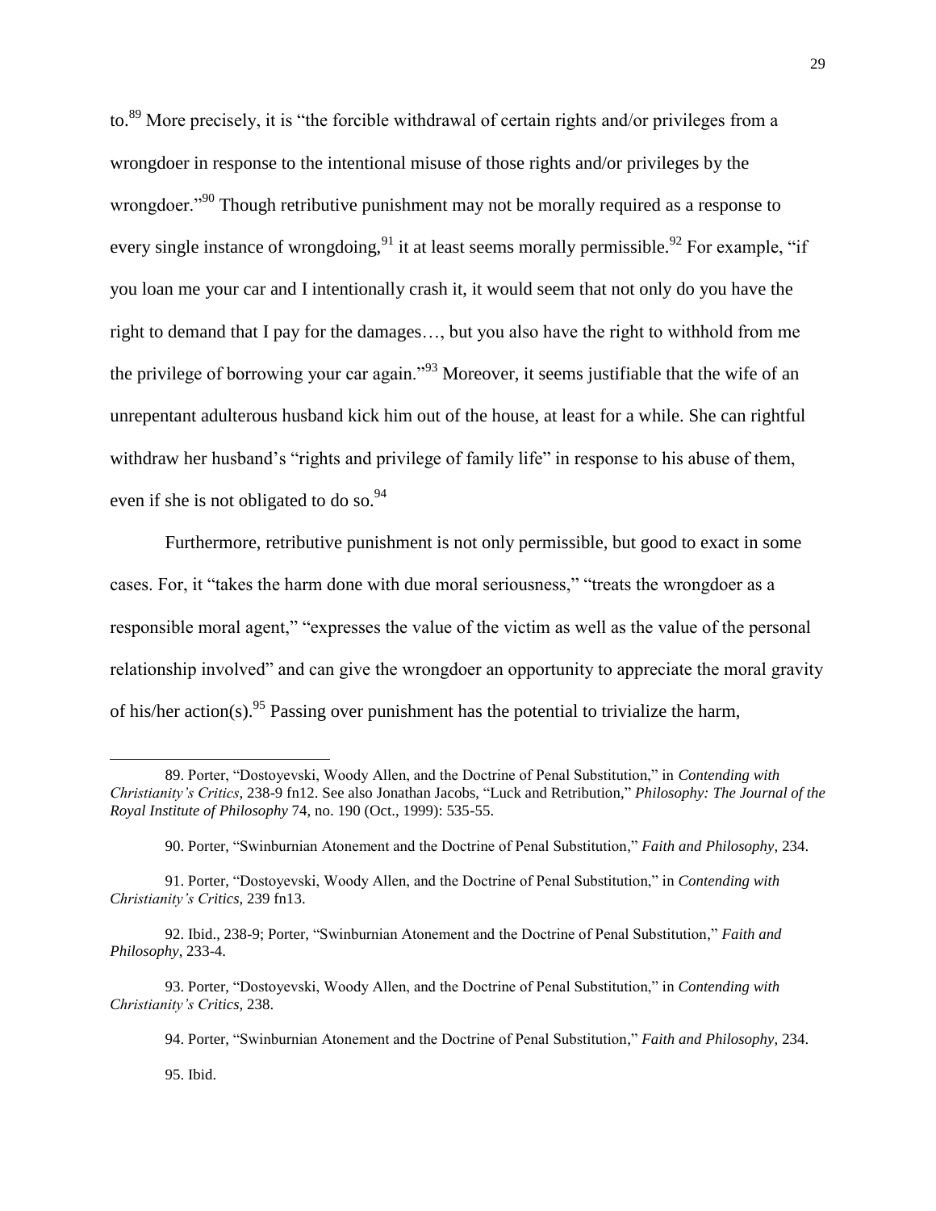to.[89] More precisely, it is "the forcible withdrawal of certain rights and/or privileges from a wrongdoer in response to the intentional misuse of those rights and/or privileges by the wrongdoer."[90] Though retributive punishment may not be morally required as a response to every single instance of wrongdoing,[91] it at least seems morally permissible.[92] For example, "if you loan me your car and I intentionally crash it, it would seem that not only do you have the right to demand that I pay for the damages…, but you also have the right to withhold from me the privilege of borrowing your car again."[93] Moreover, it seems justifiable that the wife of an unrepentant adulterous husband kick him out of the house, at least for a while. She can rightful withdraw her husband's "rights and privilege of family life" in response to his abuse of them, even if she is not obligated to do so.[94]

Furthermore, retributive punishment is not only permissible, but good to exact in some cases. For, it "takes the harm done with due moral seriousness," "treats the wrongdoer as a responsible moral agent," "expresses the value of the victim as well as the value of the personal relationship involved" and can give the wrongdoer an opportunity to appreciate the moral gravity of his/her action(s).[95] Passing over punishment has the potential to trivialize the harm,

---

89. Porter, "Dostoyevski, Woody Allen, and the Doctrine of Penal Substitution," in *Contending with Christianity's Critics*, 238-9 fn12. See also Jonathan Jacobs, "Luck and Retribution," *Philosophy: The Journal of the Royal Institute of Philosophy* 74, no. 190 (Oct., 1999): 535-55.

90. Porter, "Swinburnian Atonement and the Doctrine of Penal Substitution," *Faith and Philosophy*, 234.

91. Porter, "Dostoyevski, Woody Allen, and the Doctrine of Penal Substitution," in *Contending with Christianity's Critics*, 239 fn13.

92. Ibid., 238-9; Porter, "Swinburnian Atonement and the Doctrine of Penal Substitution," *Faith and Philosophy*, 233-4.

93. Porter, "Dostoyevski, Woody Allen, and the Doctrine of Penal Substitution," in *Contending with Christianity's Critics*, 238.

94. Porter, "Swinburnian Atonement and the Doctrine of Penal Substitution," *Faith and Philosophy*, 234.

95. Ibid.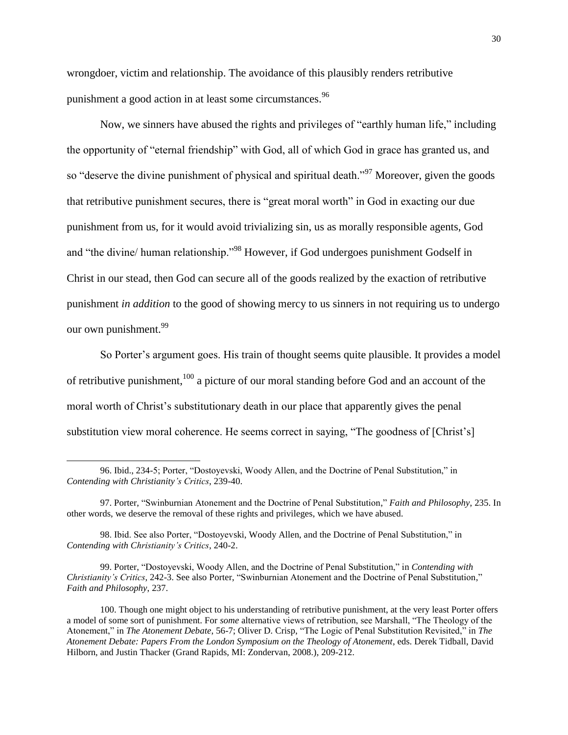wrongdoer, victim and relationship. The avoidance of this plausibly renders retributive punishment a good action in at least some circumstances.[96]

Now, we sinners have abused the rights and privileges of "earthly human life," including the opportunity of "eternal friendship" with God, all of which God in grace has granted us, and so "deserve the divine punishment of physical and spiritual death."[97] Moreover, given the goods that retributive punishment secures, there is "great moral worth" in God in exacting our due punishment from us, for it would avoid trivializing sin, us as morally responsible agents, God and "the divine/ human relationship."[98] However, if God undergoes punishment Godself in Christ in our stead, then God can secure all of the goods realized by the exaction of retributive punishment *in addition* to the good of showing mercy to us sinners in not requiring us to undergo our own punishment.[99]

So Porter's argument goes. His train of thought seems quite plausible. It provides a model of retributive punishment,[100] a picture of our moral standing before God and an account of the moral worth of Christ's substitutionary death in our place that apparently gives the penal substitution view moral coherence. He seems correct in saying, "The goodness of [Christ's]

---

96. Ibid., 234-5; Porter, "Dostoyevski, Woody Allen, and the Doctrine of Penal Substitution," in *Contending with Christianity's Critics*, 239-40.

97. Porter, "Swinburnian Atonement and the Doctrine of Penal Substitution," *Faith and Philosophy*, 235. In other words, we deserve the removal of these rights and privileges, which we have abused.

98. Ibid. See also Porter, "Dostoyevski, Woody Allen, and the Doctrine of Penal Substitution," in *Contending with Christianity's Critics*, 240-2.

99. Porter, "Dostoyevski, Woody Allen, and the Doctrine of Penal Substitution," in *Contending with Christianity's Critics*, 242-3. See also Porter, "Swinburnian Atonement and the Doctrine of Penal Substitution," *Faith and Philosophy*, 237.

100. Though one might object to his understanding of retributive punishment, at the very least Porter offers a model of some sort of punishment. For *some* alternative views of retribution, see Marshall, "The Theology of the Atonement," in *The Atonement Debate*, 56-7; Oliver D. Crisp, "The Logic of Penal Substitution Revisited," in *The Atonement Debate: Papers From the London Symposium on the Theology of Atonement*, eds. Derek Tidball, David Hilborn, and Justin Thacker (Grand Rapids, MI: Zondervan, 2008.), 209-212.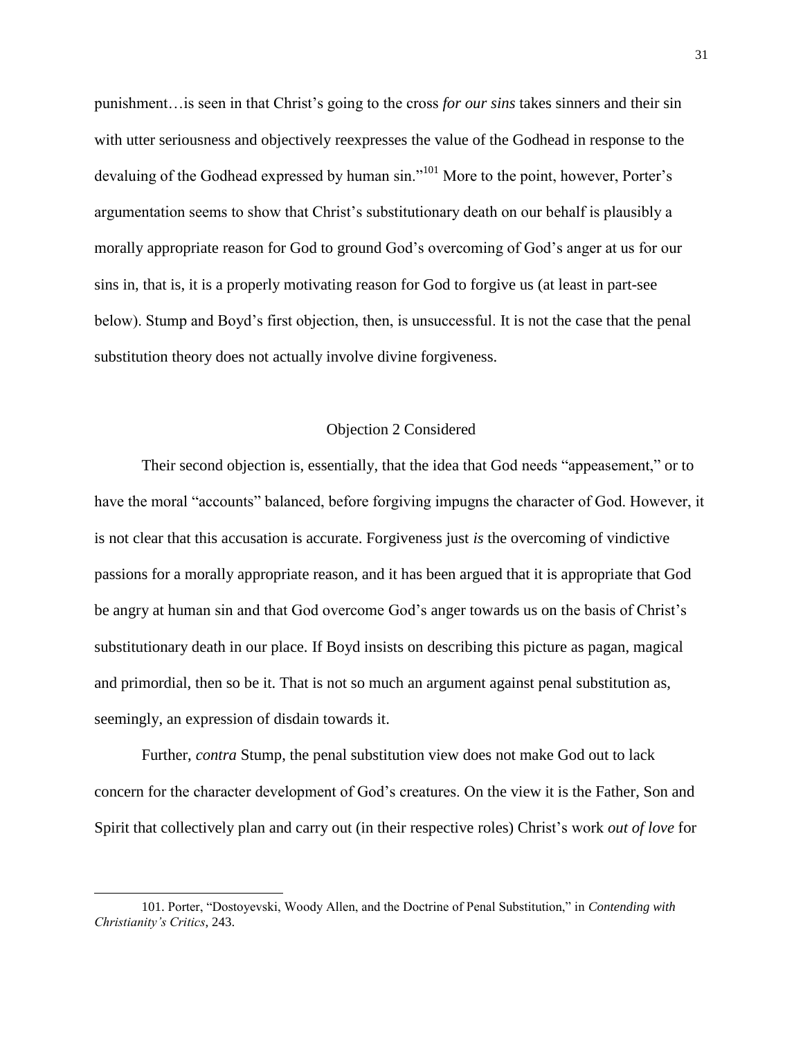punishment…is seen in that Christ's going to the cross *for our sins* takes sinners and their sin with utter seriousness and objectively reexpresses the value of the Godhead in response to the devaluing of the Godhead expressed by human sin."[101] More to the point, however, Porter's argumentation seems to show that Christ's substitutionary death on our behalf is plausibly a morally appropriate reason for God to ground God's overcoming of God's anger at us for our sins in, that is, it is a properly motivating reason for God to forgive us (at least in part-see below). Stump and Boyd's first objection, then, is unsuccessful. It is not the case that the penal substitution theory does not actually involve divine forgiveness.

## Objection 2 Considered

Their second objection is, essentially, that the idea that God needs "appeasement," or to have the moral "accounts" balanced, before forgiving impugns the character of God. However, it is not clear that this accusation is accurate. Forgiveness just *is* the overcoming of vindictive passions for a morally appropriate reason, and it has been argued that it is appropriate that God be angry at human sin and that God overcome God's anger towards us on the basis of Christ's substitutionary death in our place. If Boyd insists on describing this picture as pagan, magical and primordial, then so be it. That is not so much an argument against penal substitution as, seemingly, an expression of disdain towards it.

Further, *contra* Stump, the penal substitution view does not make God out to lack concern for the character development of God's creatures. On the view it is the Father, Son and Spirit that collectively plan and carry out (in their respective roles) Christ's work *out of love* for

101. Porter, "Dostoyevski, Woody Allen, and the Doctrine of Penal Substitution," in *Contending with Christianity's Critics*, 243.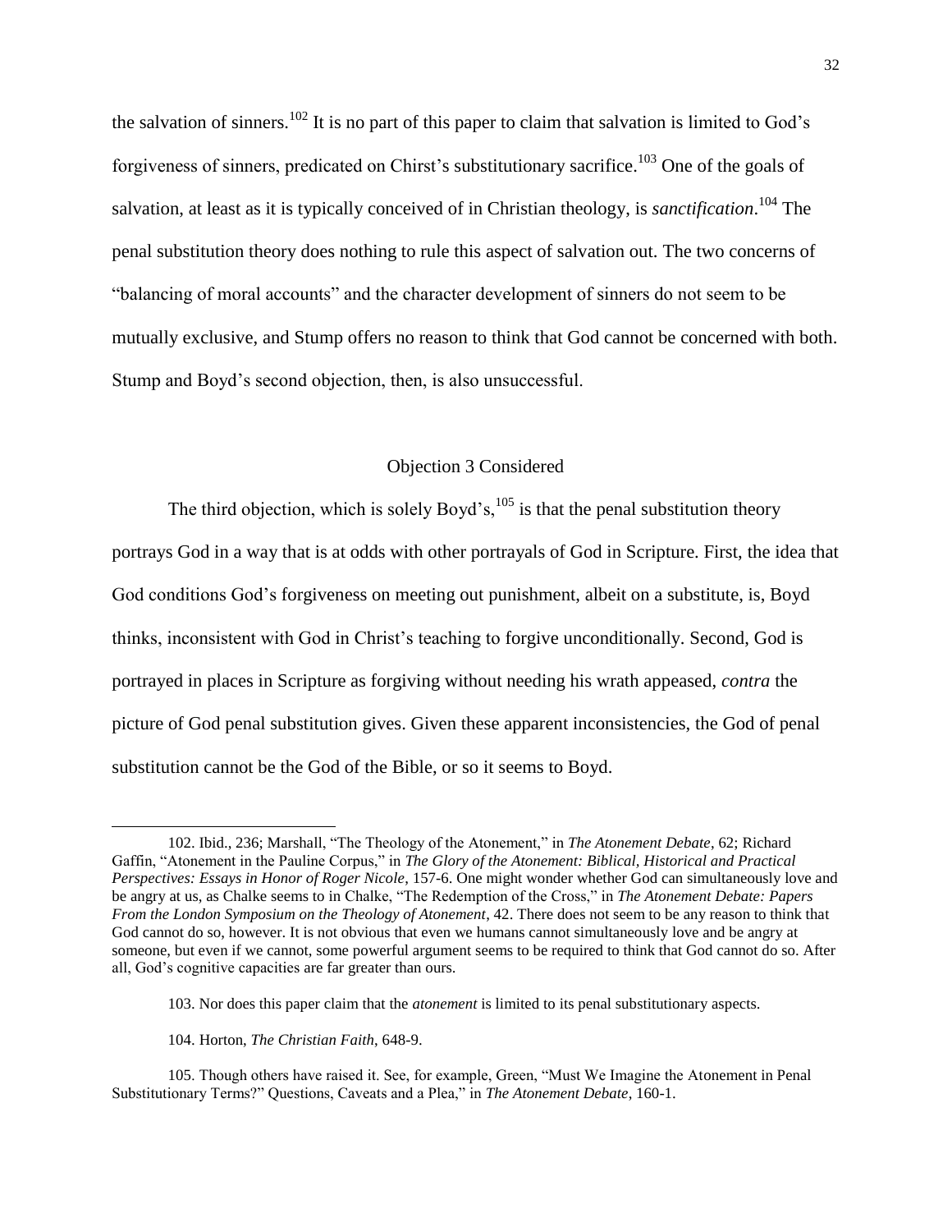the salvation of sinners.[102] It is no part of this paper to claim that salvation is limited to God's forgiveness of sinners, predicated on Chirst's substitutionary sacrifice.[103] One of the goals of salvation, at least as it is typically conceived of in Christian theology, is *sanctification*.[104] The penal substitution theory does nothing to rule this aspect of salvation out. The two concerns of "balancing of moral accounts" and the character development of sinners do not seem to be mutually exclusive, and Stump offers no reason to think that God cannot be concerned with both. Stump and Boyd's second objection, then, is also unsuccessful.

## Objection 3 Considered

The third objection, which is solely Boyd's,[105] is that the penal substitution theory portrays God in a way that is at odds with other portrayals of God in Scripture. First, the idea that God conditions God's forgiveness on meeting out punishment, albeit on a substitute, is, Boyd thinks, inconsistent with God in Christ's teaching to forgive unconditionally. Second, God is portrayed in places in Scripture as forgiving without needing his wrath appeased, *contra* the picture of God penal substitution gives. Given these apparent inconsistencies, the God of penal substitution cannot be the God of the Bible, or so it seems to Boyd.

---

102. Ibid., 236; Marshall, "The Theology of the Atonement," in *The Atonement Debate*, 62; Richard Gaffin, "Atonement in the Pauline Corpus," in *The Glory of the Atonement: Biblical, Historical and Practical Perspectives: Essays in Honor of Roger Nicole*, 157-6. One might wonder whether God can simultaneously love and be angry at us, as Chalke seems to in Chalke, "The Redemption of the Cross," in *The Atonement Debate: Papers From the London Symposium on the Theology of Atonement*, 42. There does not seem to be any reason to think that God cannot do so, however. It is not obvious that even we humans cannot simultaneously love and be angry at someone, but even if we cannot, some powerful argument seems to be required to think that God cannot do so. After all, God's cognitive capacities are far greater than ours.

103. Nor does this paper claim that the *atonement* is limited to its penal substitutionary aspects.

104. Horton, *The Christian Faith*, 648-9.

105. Though others have raised it. See, for example, Green, "Must We Imagine the Atonement in Penal Substitutionary Terms?" Questions, Caveats and a Plea," in *The Atonement Debate*, 160-1.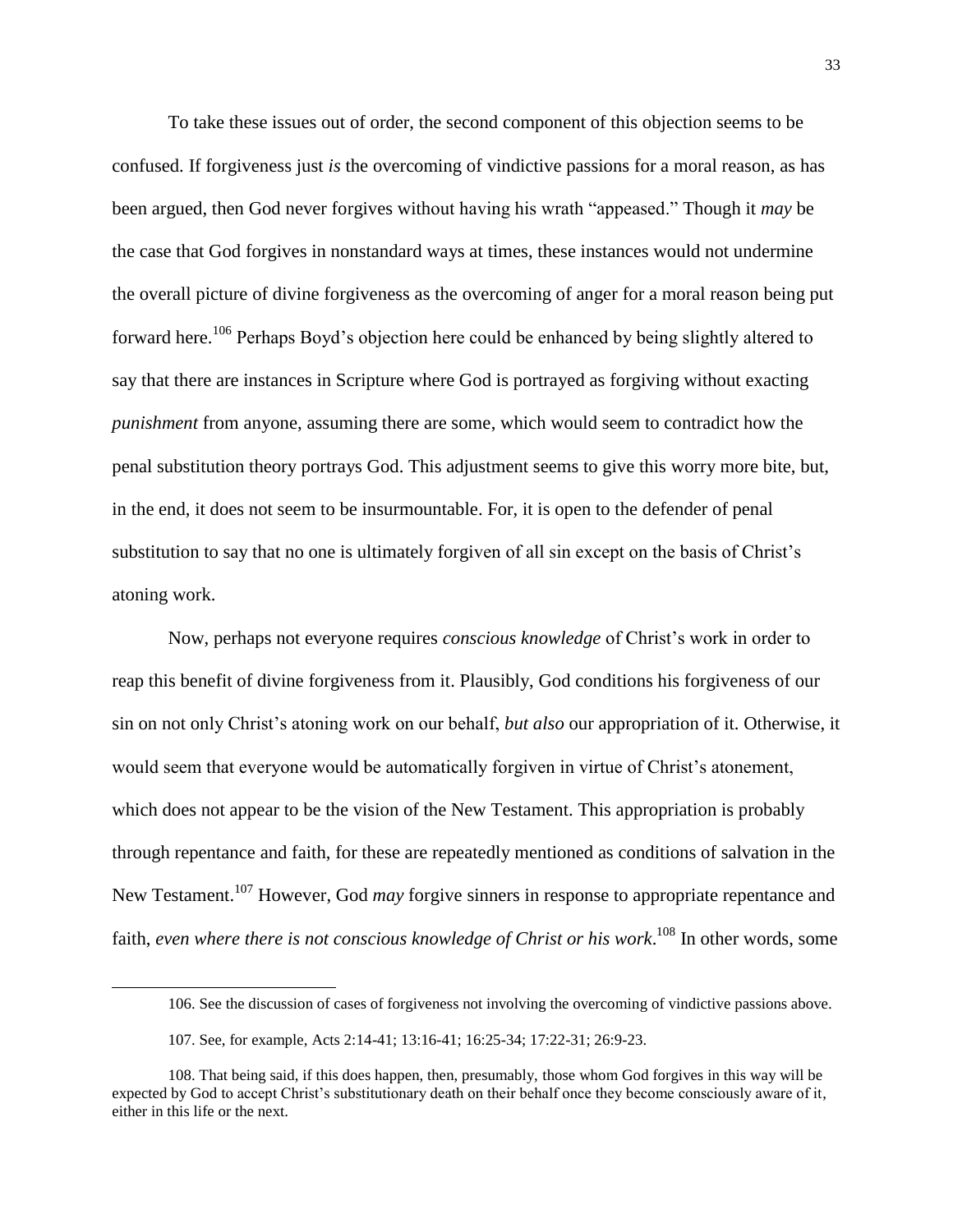To take these issues out of order, the second component of this objection seems to be confused. If forgiveness just *is* the overcoming of vindictive passions for a moral reason, as has been argued, then God never forgives without having his wrath "appeased." Though it *may* be the case that God forgives in nonstandard ways at times, these instances would not undermine the overall picture of divine forgiveness as the overcoming of anger for a moral reason being put forward here.[106] Perhaps Boyd's objection here could be enhanced by being slightly altered to say that there are instances in Scripture where God is portrayed as forgiving without exacting *punishment* from anyone, assuming there are some, which would seem to contradict how the penal substitution theory portrays God. This adjustment seems to give this worry more bite, but, in the end, it does not seem to be insurmountable. For, it is open to the defender of penal substitution to say that no one is ultimately forgiven of all sin except on the basis of Christ's atoning work.

Now, perhaps not everyone requires *conscious knowledge* of Christ's work in order to reap this benefit of divine forgiveness from it. Plausibly, God conditions his forgiveness of our sin on not only Christ's atoning work on our behalf, *but also* our appropriation of it. Otherwise, it would seem that everyone would be automatically forgiven in virtue of Christ's atonement, which does not appear to be the vision of the New Testament. This appropriation is probably through repentance and faith, for these are repeatedly mentioned as conditions of salvation in the New Testament.[107] However, God *may* forgive sinners in response to appropriate repentance and faith, *even where there is not conscious knowledge of Christ or his work*.[108] In other words, some

---

106. See the discussion of cases of forgiveness not involving the overcoming of vindictive passions above.

107. See, for example, Acts 2:14-41; 13:16-41; 16:25-34; 17:22-31; 26:9-23.

108. That being said, if this does happen, then, presumably, those whom God forgives in this way will be expected by God to accept Christ's substitutionary death on their behalf once they become consciously aware of it, either in this life or the next.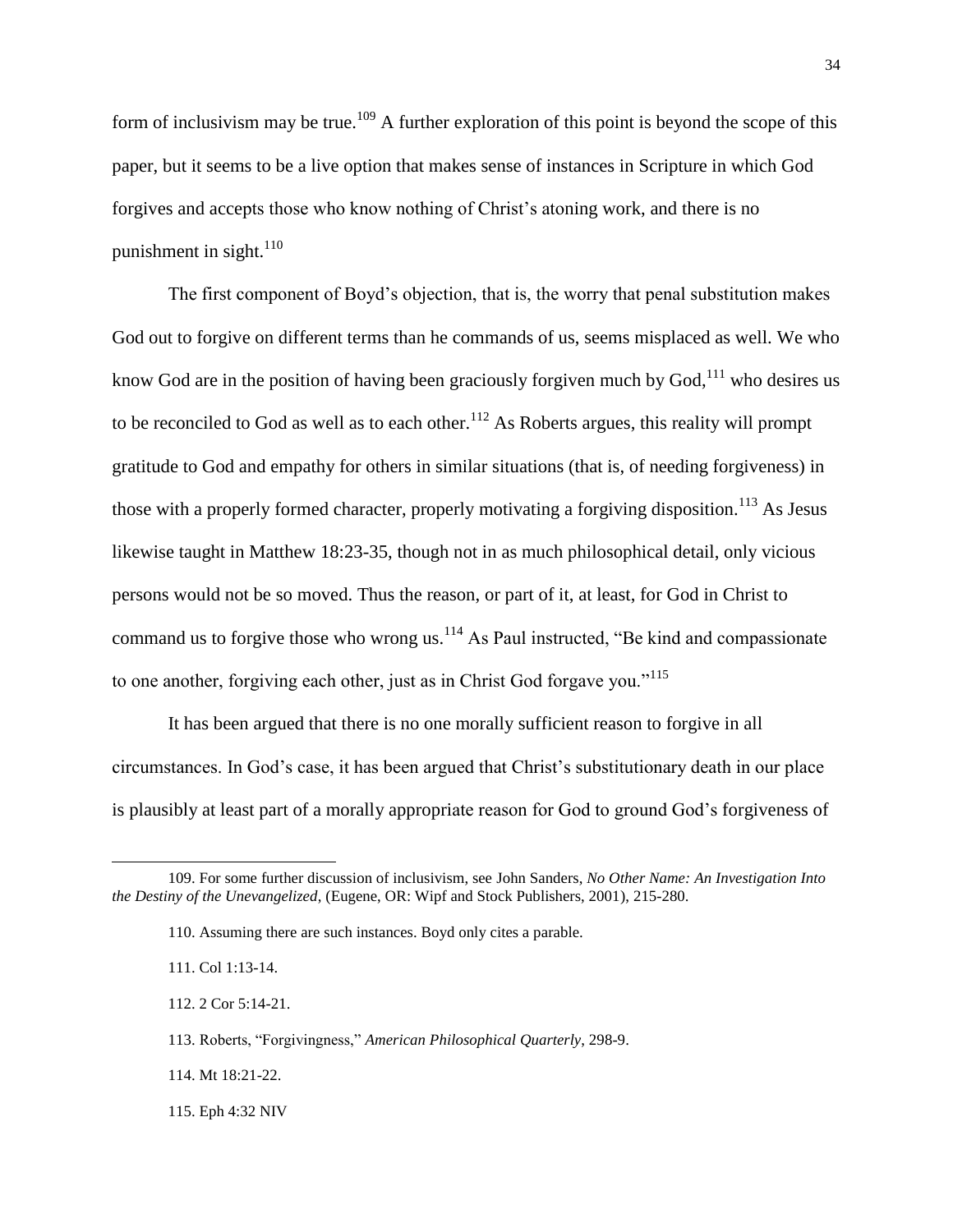form of inclusivism may be true.[109] A further exploration of this point is beyond the scope of this paper, but it seems to be a live option that makes sense of instances in Scripture in which God forgives and accepts those who know nothing of Christ's atoning work, and there is no punishment in sight.[110]

The first component of Boyd's objection, that is, the worry that penal substitution makes God out to forgive on different terms than he commands of us, seems misplaced as well. We who know God are in the position of having been graciously forgiven much by God,[111] who desires us to be reconciled to God as well as to each other.[112] As Roberts argues, this reality will prompt gratitude to God and empathy for others in similar situations (that is, of needing forgiveness) in those with a properly formed character, properly motivating a forgiving disposition.[113] As Jesus likewise taught in Matthew 18:23-35, though not in as much philosophical detail, only vicious persons would not be so moved. Thus the reason, or part of it, at least, for God in Christ to command us to forgive those who wrong us.[114] As Paul instructed, "Be kind and compassionate to one another, forgiving each other, just as in Christ God forgave you."[115]

It has been argued that there is no one morally sufficient reason to forgive in all circumstances. In God's case, it has been argued that Christ's substitutionary death in our place is plausibly at least part of a morally appropriate reason for God to ground God's forgiveness of

---

109. For some further discussion of inclusivism, see John Sanders, *No Other Name: An Investigation Into the Destiny of the Unevangelized*, (Eugene, OR: Wipf and Stock Publishers, 2001), 215-280.

110. Assuming there are such instances. Boyd only cites a parable.

111. Col 1:13-14.

112. 2 Cor 5:14-21.

113. Roberts, "Forgivingness," *American Philosophical Quarterly*, 298-9.

114. Mt 18:21-22.

115. Eph 4:32 NIV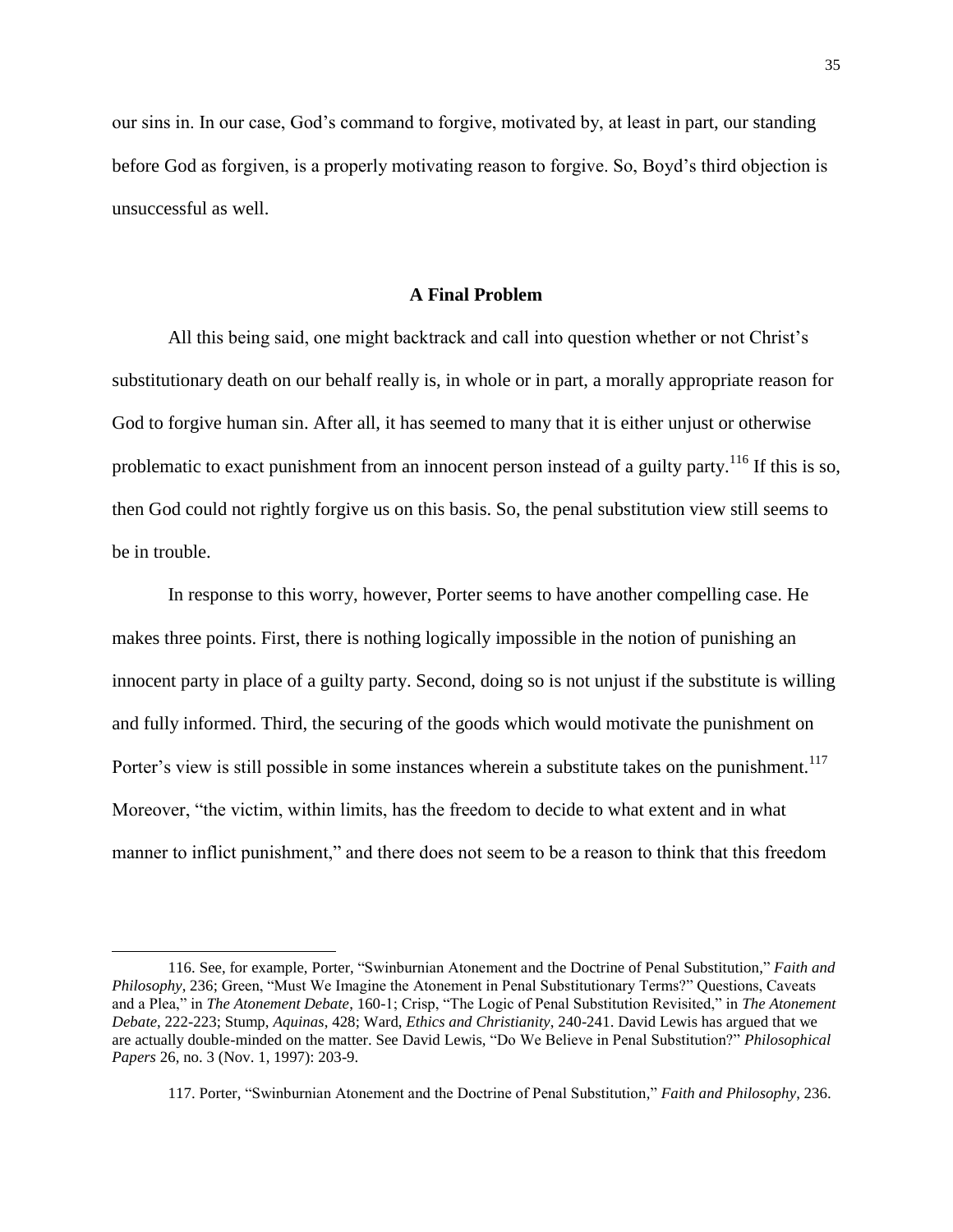our sins in. In our case, God's command to forgive, motivated by, at least in part, our standing before God as forgiven, is a properly motivating reason to forgive. So, Boyd's third objection is unsuccessful as well.

### A Final Problem

All this being said, one might backtrack and call into question whether or not Christ's substitutionary death on our behalf really is, in whole or in part, a morally appropriate reason for God to forgive human sin. After all, it has seemed to many that it is either unjust or otherwise problematic to exact punishment from an innocent person instead of a guilty party.[116] If this is so, then God could not rightly forgive us on this basis. So, the penal substitution view still seems to be in trouble.

In response to this worry, however, Porter seems to have another compelling case. He makes three points. First, there is nothing logically impossible in the notion of punishing an innocent party in place of a guilty party. Second, doing so is not unjust if the substitute is willing and fully informed. Third, the securing of the goods which would motivate the punishment on Porter's view is still possible in some instances wherein a substitute takes on the punishment.[117] Moreover, "the victim, within limits, has the freedom to decide to what extent and in what manner to inflict punishment," and there does not seem to be a reason to think that this freedom

---

116. See, for example, Porter, "Swinburnian Atonement and the Doctrine of Penal Substitution," *Faith and Philosophy*, 236; Green, "Must We Imagine the Atonement in Penal Substitutionary Terms?" Questions, Caveats and a Plea," in *The Atonement Debate*, 160-1; Crisp, "The Logic of Penal Substitution Revisited," in *The Atonement Debate*, 222-223; Stump, *Aquinas*, 428; Ward, *Ethics and Christianity*, 240-241. David Lewis has argued that we are actually double-minded on the matter. See David Lewis, "Do We Believe in Penal Substitution?" *Philosophical Papers* 26, no. 3 (Nov. 1, 1997): 203-9.

117. Porter, "Swinburnian Atonement and the Doctrine of Penal Substitution," *Faith and Philosophy*, 236.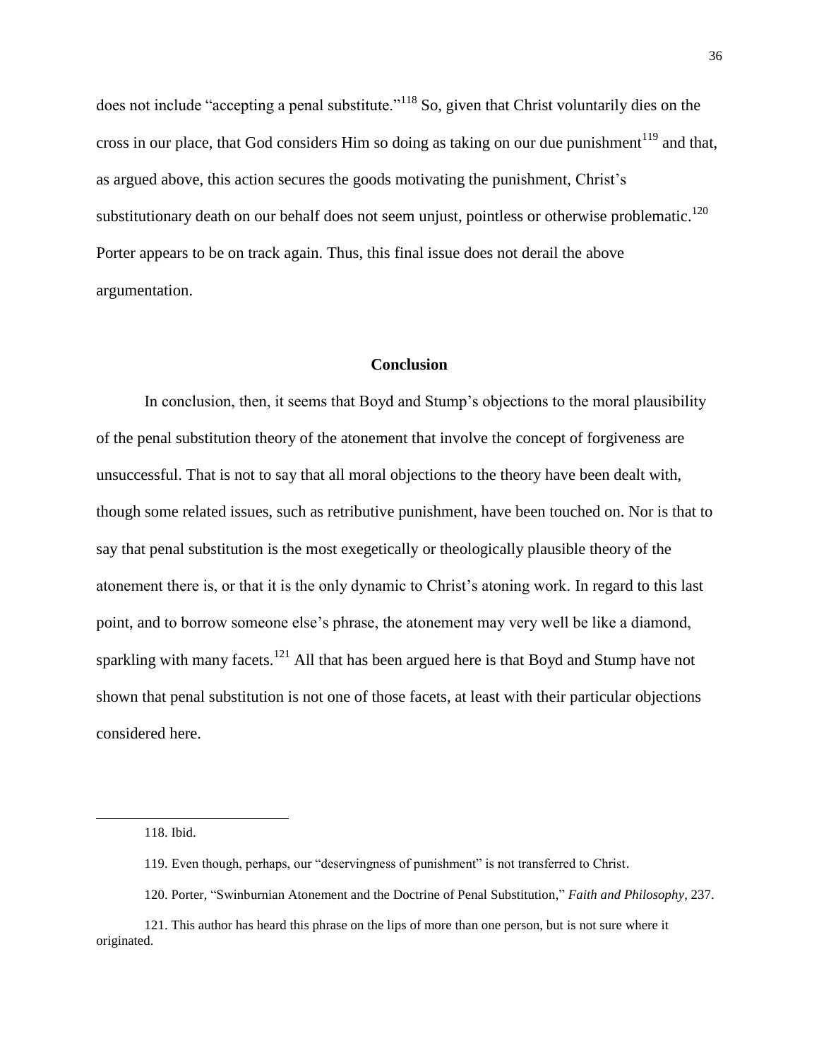does not include "accepting a penal substitute."[118] So, given that Christ voluntarily dies on the cross in our place, that God considers Him so doing as taking on our due punishment[119] and that, as argued above, this action secures the goods motivating the punishment, Christ's substitutionary death on our behalf does not seem unjust, pointless or otherwise problematic.[120] Porter appears to be on track again. Thus, this final issue does not derail the above argumentation.

## Conclusion

In conclusion, then, it seems that Boyd and Stump's objections to the moral plausibility of the penal substitution theory of the atonement that involve the concept of forgiveness are unsuccessful. That is not to say that all moral objections to the theory have been dealt with, though some related issues, such as retributive punishment, have been touched on. Nor is that to say that penal substitution is the most exegetically or theologically plausible theory of the atonement there is, or that it is the only dynamic to Christ's atoning work. In regard to this last point, and to borrow someone else's phrase, the atonement may very well be like a diamond, sparkling with many facets.[121] All that has been argued here is that Boyd and Stump have not shown that penal substitution is not one of those facets, at least with their particular objections considered here.

---

118. Ibid.

119. Even though, perhaps, our "deservingness of punishment" is not transferred to Christ.

120. Porter, "Swinburnian Atonement and the Doctrine of Penal Substitution," *Faith and Philosophy*, 237.

121. This author has heard this phrase on the lips of more than one person, but is not sure where it originated.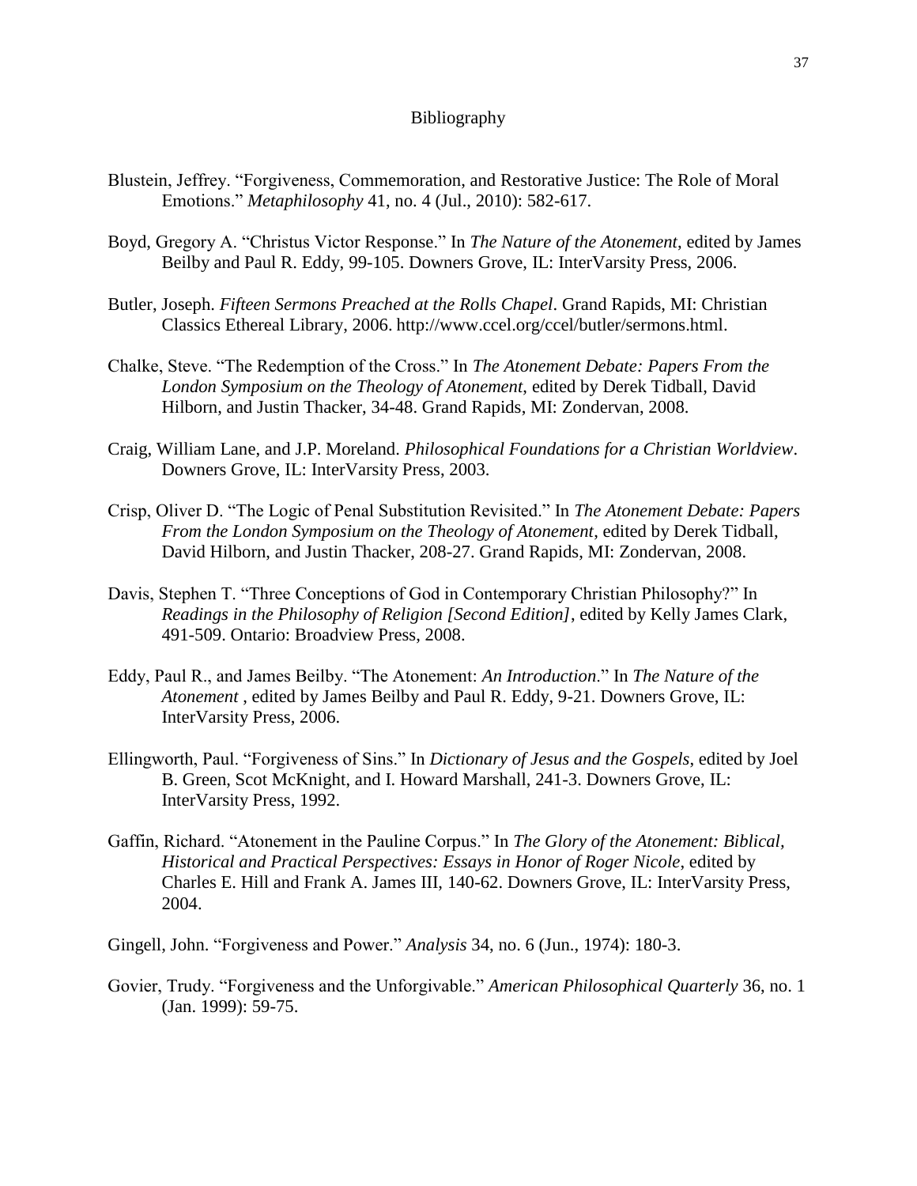# Bibliography

Blustein, Jeffrey. "Forgiveness, Commemoration, and Restorative Justice: The Role of Moral Emotions." *Metaphilosophy* 41, no. 4 (Jul., 2010): 582-617.

Boyd, Gregory A. "Christus Victor Response." In *The Nature of the Atonement*, edited by James Beilby and Paul R. Eddy, 99-105. Downers Grove, IL: InterVarsity Press, 2006.

Butler, Joseph. *Fifteen Sermons Preached at the Rolls Chapel*. Grand Rapids, MI: Christian Classics Ethereal Library, 2006. http://www.ccel.org/ccel/butler/sermons.html.

Chalke, Steve. "The Redemption of the Cross." In *The Atonement Debate: Papers From the London Symposium on the Theology of Atonement*, edited by Derek Tidball, David Hilborn, and Justin Thacker, 34-48. Grand Rapids, MI: Zondervan, 2008.

Craig, William Lane, and J.P. Moreland. *Philosophical Foundations for a Christian Worldview*. Downers Grove, IL: InterVarsity Press, 2003.

Crisp, Oliver D. "The Logic of Penal Substitution Revisited." In *The Atonement Debate: Papers From the London Symposium on the Theology of Atonement*, edited by Derek Tidball, David Hilborn, and Justin Thacker, 208-27. Grand Rapids, MI: Zondervan, 2008.

Davis, Stephen T. "Three Conceptions of God in Contemporary Christian Philosophy?" In *Readings in the Philosophy of Religion [Second Edition]*, edited by Kelly James Clark, 491-509. Ontario: Broadview Press, 2008.

Eddy, Paul R., and James Beilby. "The Atonement: *An Introduction*." In *The Nature of the Atonement* , edited by James Beilby and Paul R. Eddy, 9-21. Downers Grove, IL: InterVarsity Press, 2006.

Ellingworth, Paul. "Forgiveness of Sins." In *Dictionary of Jesus and the Gospels*, edited by Joel B. Green, Scot McKnight, and I. Howard Marshall, 241-3. Downers Grove, IL: InterVarsity Press, 1992.

Gaffin, Richard. "Atonement in the Pauline Corpus." In *The Glory of the Atonement: Biblical, Historical and Practical Perspectives: Essays in Honor of Roger Nicole*, edited by Charles E. Hill and Frank A. James III, 140-62. Downers Grove, IL: InterVarsity Press, 2004.

Gingell, John. "Forgiveness and Power." *Analysis* 34, no. 6 (Jun., 1974): 180-3.

Govier, Trudy. "Forgiveness and the Unforgivable." *American Philosophical Quarterly* 36, no. 1 (Jan. 1999): 59-75.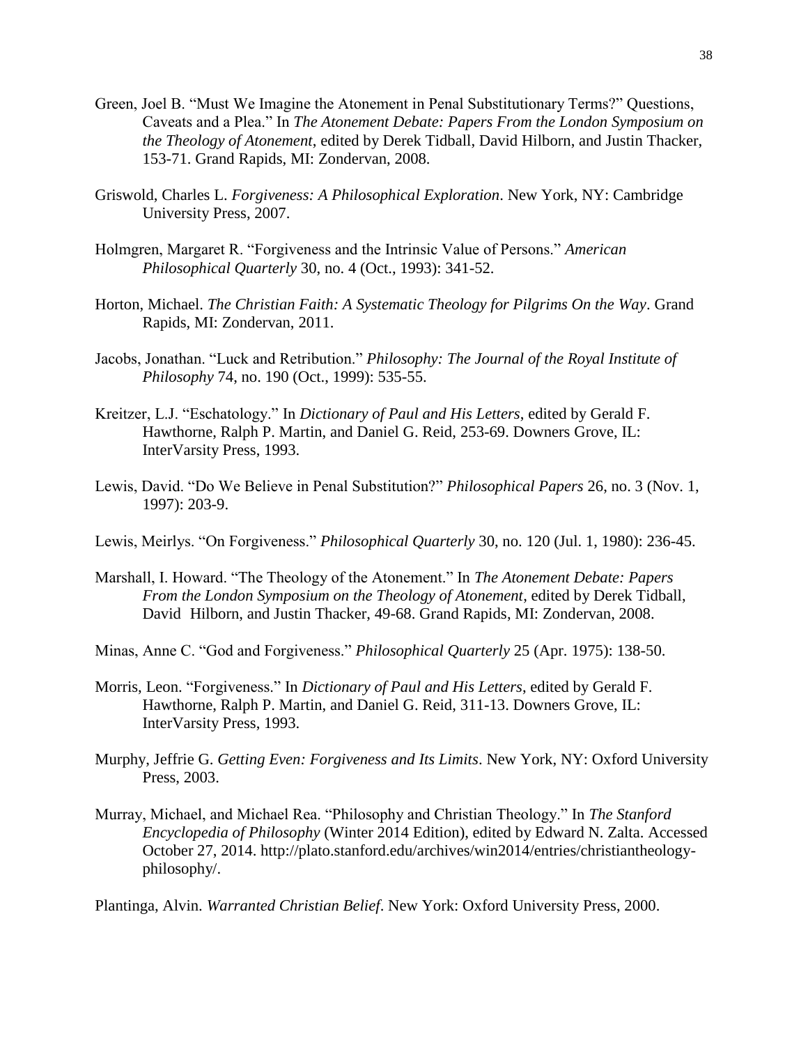Green, Joel B. "Must We Imagine the Atonement in Penal Substitutionary Terms?" Questions, Caveats and a Plea." In *The Atonement Debate: Papers From the London Symposium on the Theology of Atonement*, edited by Derek Tidball, David Hilborn, and Justin Thacker, 153-71. Grand Rapids, MI: Zondervan, 2008.

Griswold, Charles L. *Forgiveness: A Philosophical Exploration*. New York, NY: Cambridge University Press, 2007.

Holmgren, Margaret R. "Forgiveness and the Intrinsic Value of Persons." *American Philosophical Quarterly* 30, no. 4 (Oct., 1993): 341-52.

Horton, Michael. *The Christian Faith: A Systematic Theology for Pilgrims On the Way*. Grand Rapids, MI: Zondervan, 2011.

Jacobs, Jonathan. "Luck and Retribution." *Philosophy: The Journal of the Royal Institute of Philosophy* 74, no. 190 (Oct., 1999): 535-55.

Kreitzer, L.J. "Eschatology." In *Dictionary of Paul and His Letters*, edited by Gerald F. Hawthorne, Ralph P. Martin, and Daniel G. Reid, 253-69. Downers Grove, IL: InterVarsity Press, 1993.

Lewis, David. "Do We Believe in Penal Substitution?" *Philosophical Papers* 26, no. 3 (Nov. 1, 1997): 203-9.

Lewis, Meirlys. "On Forgiveness." *Philosophical Quarterly* 30, no. 120 (Jul. 1, 1980): 236-45.

Marshall, I. Howard. "The Theology of the Atonement." In *The Atonement Debate: Papers From the London Symposium on the Theology of Atonement*, edited by Derek Tidball, David Hilborn, and Justin Thacker, 49-68. Grand Rapids, MI: Zondervan, 2008.

Minas, Anne C. "God and Forgiveness." *Philosophical Quarterly* 25 (Apr. 1975): 138-50.

Morris, Leon. "Forgiveness." In *Dictionary of Paul and His Letters*, edited by Gerald F. Hawthorne, Ralph P. Martin, and Daniel G. Reid, 311-13. Downers Grove, IL: InterVarsity Press, 1993.

Murphy, Jeffrie G. *Getting Even: Forgiveness and Its Limits*. New York, NY: Oxford University Press, 2003.

Murray, Michael, and Michael Rea. "Philosophy and Christian Theology." In *The Stanford Encyclopedia of Philosophy* (Winter 2014 Edition), edited by Edward N. Zalta. Accessed October 27, 2014. http://plato.stanford.edu/archives/win2014/entries/christiantheology-philosophy/.

Plantinga, Alvin. *Warranted Christian Belief*. New York: Oxford University Press, 2000.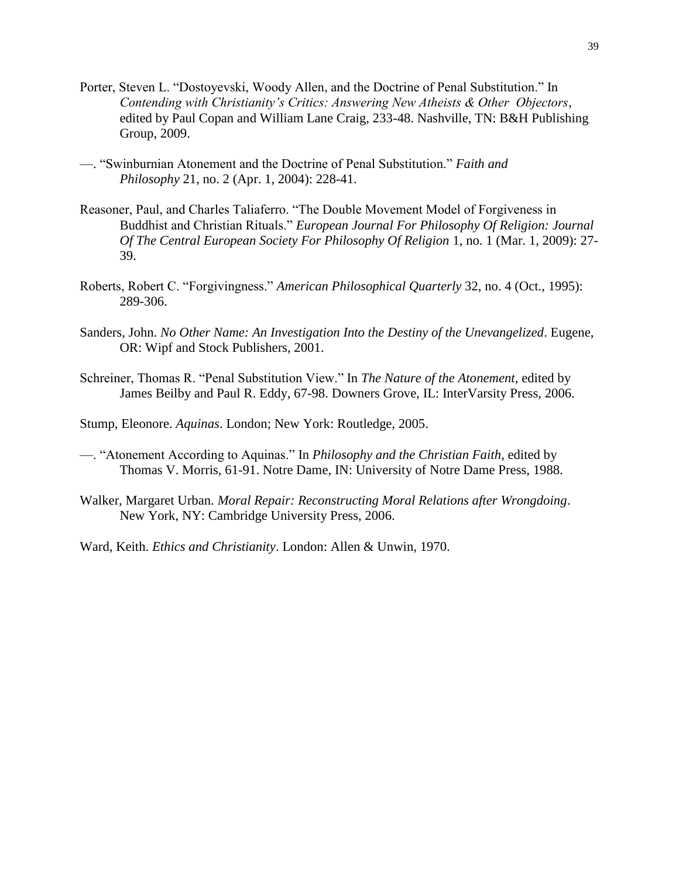Porter, Steven L. "Dostoyevski, Woody Allen, and the Doctrine of Penal Substitution." In *Contending with Christianity's Critics: Answering New Atheists & Other Objectors*, edited by Paul Copan and William Lane Craig, 233-48. Nashville, TN: B&H Publishing Group, 2009.

—. "Swinburnian Atonement and the Doctrine of Penal Substitution." *Faith and Philosophy* 21, no. 2 (Apr. 1, 2004): 228-41.

Reasoner, Paul, and Charles Taliaferro. "The Double Movement Model of Forgiveness in Buddhist and Christian Rituals." *European Journal For Philosophy Of Religion: Journal Of The Central European Society For Philosophy Of Religion* 1, no. 1 (Mar. 1, 2009): 27-39.

Roberts, Robert C. "Forgivingness." *American Philosophical Quarterly* 32, no. 4 (Oct., 1995): 289-306.

Sanders, John. *No Other Name: An Investigation Into the Destiny of the Unevangelized*. Eugene, OR: Wipf and Stock Publishers, 2001.

Schreiner, Thomas R. "Penal Substitution View." In *The Nature of the Atonement*, edited by James Beilby and Paul R. Eddy, 67-98. Downers Grove, IL: InterVarsity Press, 2006.

Stump, Eleonore. *Aquinas*. London; New York: Routledge, 2005.

—. "Atonement According to Aquinas." In *Philosophy and the Christian Faith*, edited by Thomas V. Morris, 61-91. Notre Dame, IN: University of Notre Dame Press, 1988.

Walker, Margaret Urban. *Moral Repair: Reconstructing Moral Relations after Wrongdoing*. New York, NY: Cambridge University Press, 2006.

Ward, Keith. *Ethics and Christianity*. London: Allen & Unwin, 1970.